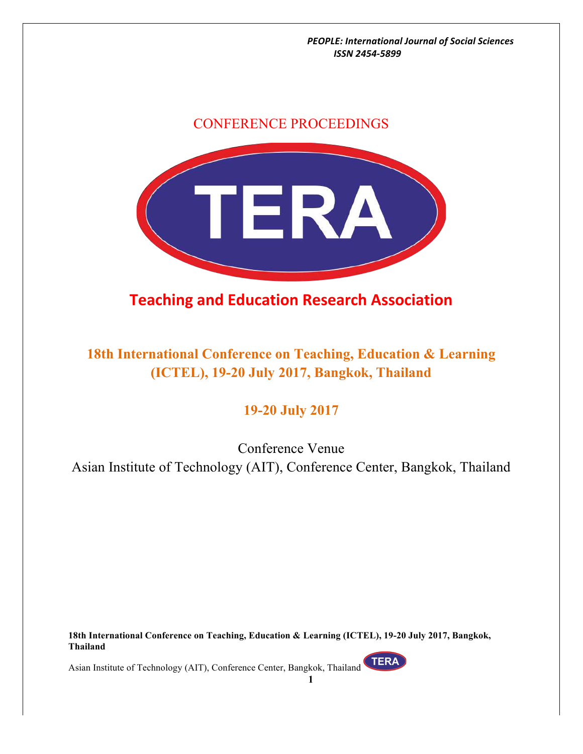PEOPLE: International Journal of Social Sciences
ISSN 2454-5899

CONFERENCE PROCEEDINGS

TERA

## Teaching and Education Research Association

# 18th International Conference on Teaching, Education & Learning (ICTEL), 19-20 July 2017, Bangkok, Thailand

### 19-20 July 2017

Conference Venue

Asian Institute of Technology (AIT), Conference Center, Bangkok, Thailand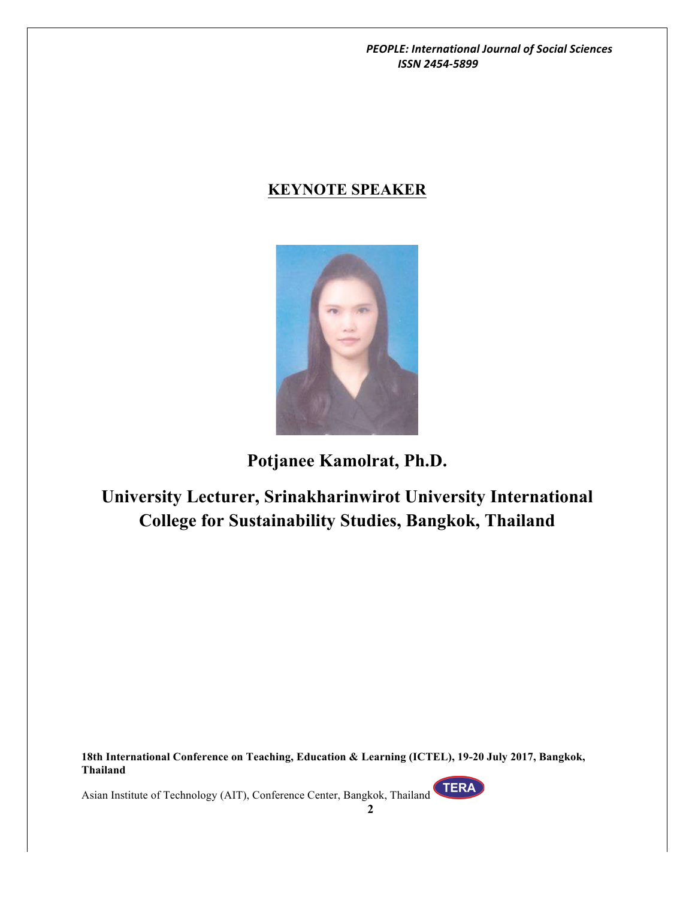## KEYNOTE SPEAKER

# Potjanee Kamolrat, Ph.D.

## University Lecturer, Srinakharinwirot University International College for Sustainability Studies, Bangkok, Thailand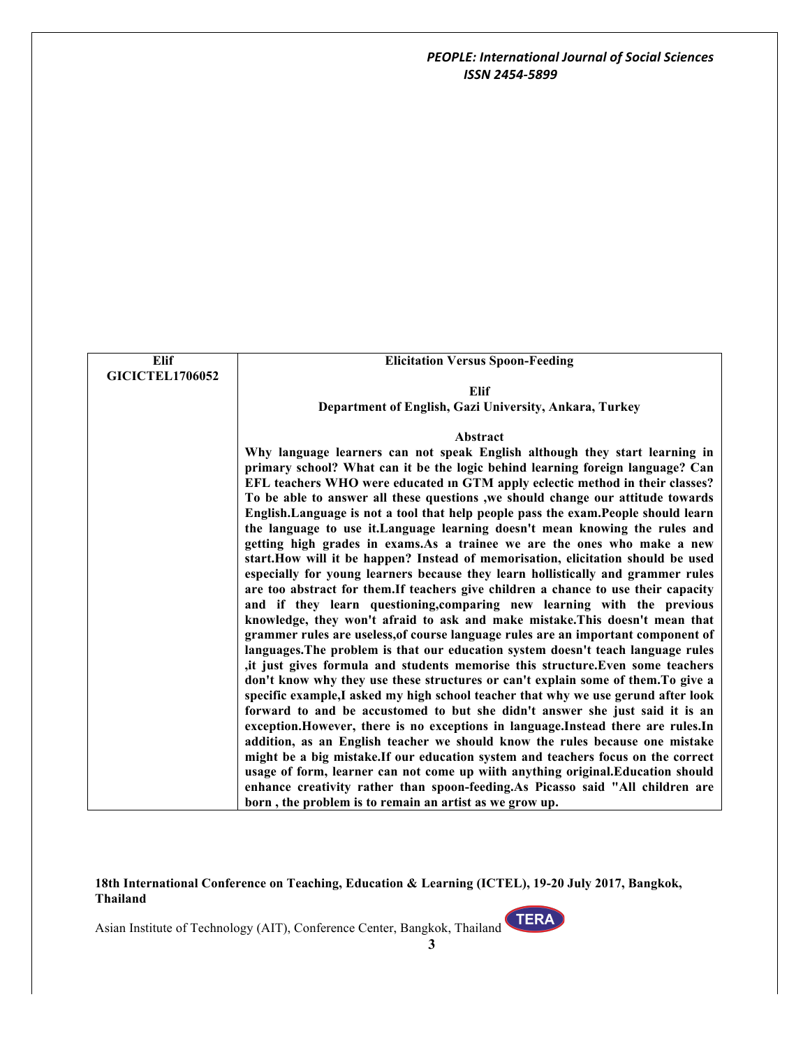| Elif GICICTEL1706052 | **Elicitation Versus Spoon-Feeding** |
|---|---|
| | **Elif** |
| | **Department of English, Gazi University, Ankara, Turkey** |
| | **Abstract** |
| | **Why language learners can not speak English although they start learning in primary school? What can it be the logic behind learning foreign language? Can EFL teachers WHO were educated ın GTM apply eclectic method in their classes? To be able to answer all these questions ,we should change our attitude towards English.Language is not a tool that help people pass the exam.People should learn the language to use it.Language learning doesn't mean knowing the rules and getting high grades in exams.As a trainee we are the ones who make a new start.How will it be happen? Instead of memorisation, elicitation should be used especially for young learners because they learn hollistically and grammer rules are too abstract for them.If teachers give children a chance to use their capacity and if they learn questioning,comparing new learning with the previous knowledge, they won't afraid to ask and make mistake.This doesn't mean that grammer rules are useless,of course language rules are an important component of languages.The problem is that our education system doesn't teach language rules ,it just gives formula and students memorise this structure.Even some teachers don't know why they use these structures or can't explain some of them.To give a specific example,I asked my high school teacher that why we use gerund after look forward to and be accustomed to but she didn't answer she just said it is an exception.However, there is no exceptions in language.Instead there are rules.In addition, as an English teacher we should know the rules because one mistake might be a big mistake.If our education system and teachers focus on the correct usage of form, learner can not come up wiith anything original.Education should enhance creativity rather than spoon-feeding.As Picasso said "All children are born , the problem is to remain an artist as we grow up.** |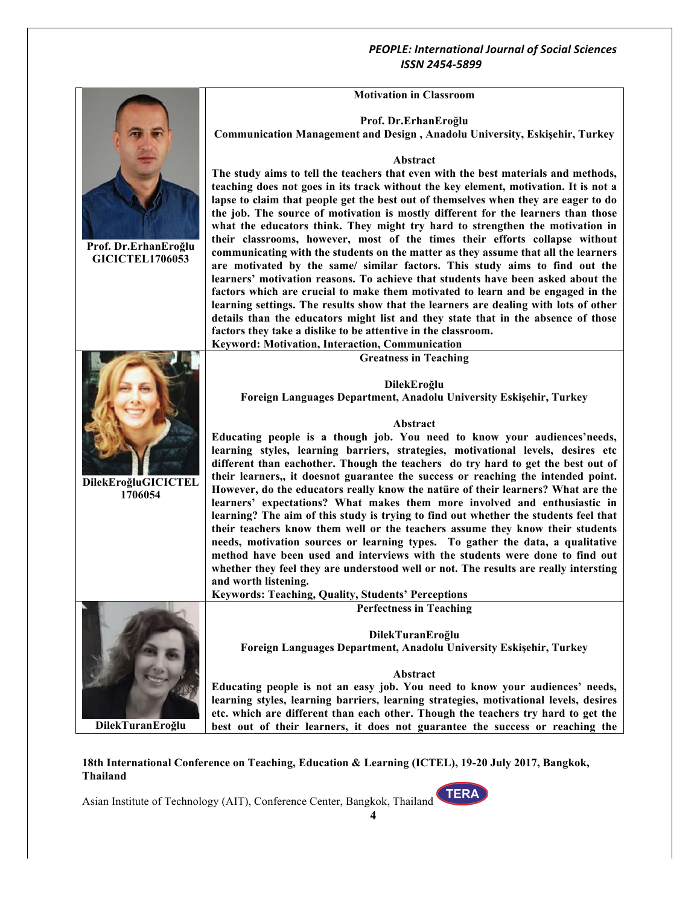**Prof. Dr.ErhanEroğlu GICICTEL1706053**

## Motivation in Classroom

**Prof. Dr.ErhanEroğlu**
**Communication Management and Design , Anadolu University, Eskişehir, Turkey**

**Abstract**

**The study aims to tell the teachers that even with the best materials and methods, teaching does not goes in its track without the key element, motivation. It is not a lapse to claim that people get the best out of themselves when they are eager to do the job. The source of motivation is mostly different for the learners than those what the educators think. They might try hard to strengthen the motivation in their classrooms, however, most of the times their efforts collapse without communicating with the students on the matter as they assume that all the learners are motivated by the same/ similar factors. This study aims to find out the learners' motivation reasons. To achieve that students have been asked about the factors which are crucial to make them motivated to learn and be engaged in the learning settings. The results show that the learners are dealing with lots of other details than the educators might list and they state that in the absence of those factors they take a dislike to be attentive in the classroom.**

**Keyword: Motivation, Interaction, Communication**

---

**DilekEroğluGICICTEL 1706054**

## Greatness in Teaching

**DilekEroğlu**
**Foreign Languages Department, Anadolu University Eskişehir, Turkey**

**Abstract**

**Educating people is a though job. You need to know your audiences'needs, learning styles, learning barriers, strategies, motivational levels, desires etc different than eachother. Though the teachers do try hard to get the best out of their learners,, it doesnot guarantee the success or reaching the intended point. However, do the educators really know the natüre of their learners? What are the learners' expectations? What makes them more involved and enthusiastic in learning? The aim of this study is trying to find out whether the students feel that their teachers know them well or the teachers assume they know their students needs, motivation sources or learning types. To gather the data, a qualitative method have been used and interviews with the students were done to find out whether they feel they are understood well or not. The results are really intersting and worth listening.**

**Keywords: Teaching, Quality, Students' Perceptions**

---

**DilekTuranEroğlu**

## Perfectness in Teaching

**DilekTuranEroğlu**
**Foreign Languages Department, Anadolu University Eskişehir, Turkey**

**Abstract**

**Educating people is not an easy job. You need to know your audiences' needs, learning styles, learning barriers, learning strategies, motivational levels, desires etc. which are different than each other. Though the teachers try hard to get the best out of their learners, it does not guarantee the success or reaching the**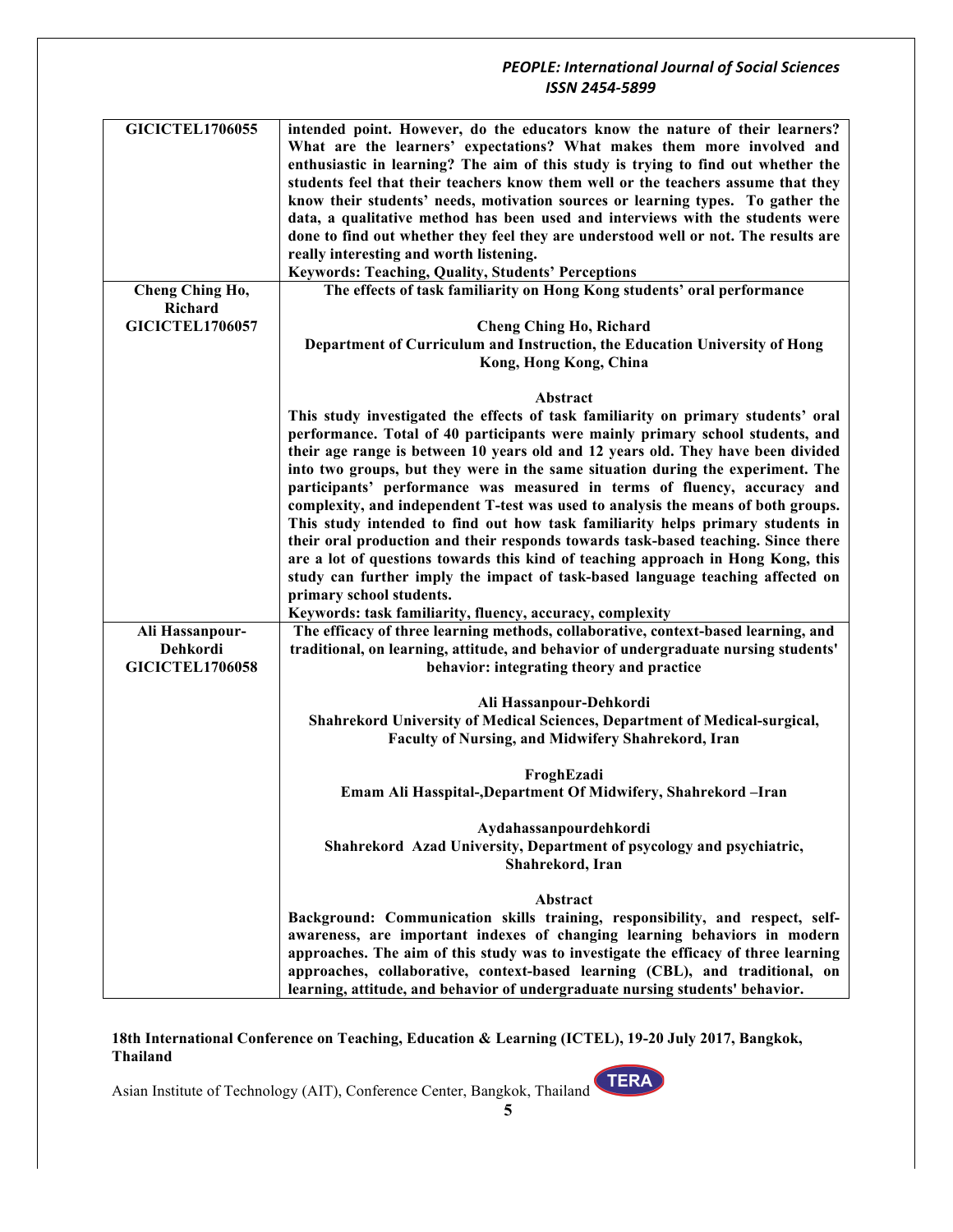| | |
|---|---|
| **GICICTEL1706055** | **intended point. However, do the educators know the nature of their learners? What are the learners' expectations? What makes them more involved and enthusiastic in learning? The aim of this study is trying to find out whether the students feel that their teachers know them well or the teachers assume that they know their students' needs, motivation sources or learning types. To gather the data, a qualitative method has been used and interviews with the students were done to find out whether they feel they are understood well or not. The results are really interesting and worth listening.**<br>**Keywords: Teaching, Quality, Students' Perceptions** |
| **Cheng Ching Ho, Richard**<br>**GICICTEL1706057** | **The effects of task familiarity on Hong Kong students' oral performance**<br><br>**Cheng Ching Ho, Richard**<br>**Department of Curriculum and Instruction, the Education University of Hong Kong, Hong Kong, China**<br><br>**Abstract**<br>**This study investigated the effects of task familiarity on primary students' oral performance. Total of 40 participants were mainly primary school students, and their age range is between 10 years old and 12 years old. They have been divided into two groups, but they were in the same situation during the experiment. The participants' performance was measured in terms of fluency, accuracy and complexity, and independent T-test was used to analysis the means of both groups. This study intended to find out how task familiarity helps primary students in their oral production and their responds towards task-based teaching. Since there are a lot of questions towards this kind of teaching approach in Hong Kong, this study can further imply the impact of task-based language teaching affected on primary school students.**<br>**Keywords: task familiarity, fluency, accuracy, complexity** |
| **Ali Hassanpour-Dehkordi**<br>**GICICTEL1706058** | **The efficacy of three learning methods, collaborative, context-based learning, and traditional, on learning, attitude, and behavior of undergraduate nursing students' behavior: integrating theory and practice**<br><br>**Ali Hassanpour-Dehkordi**<br>**Shahrekord University of Medical Sciences, Department of Medical-surgical, Faculty of Nursing, and Midwifery Shahrekord, Iran**<br><br>**FroghEzadi**<br>**Emam Ali Hasspital-,Department Of Midwifery, Shahrekord –Iran**<br><br>**Aydahassanpourdehkordi**<br>**Shahrekord Azad University, Department of psycology and psychiatric, Shahrekord, Iran**<br><br>**Abstract**<br>**Background: Communication skills training, responsibility, and respect, self-awareness, are important indexes of changing learning behaviors in modern approaches. The aim of this study was to investigate the efficacy of three learning approaches, collaborative, context-based learning (CBL), and traditional, on learning, attitude, and behavior of undergraduate nursing students' behavior.** |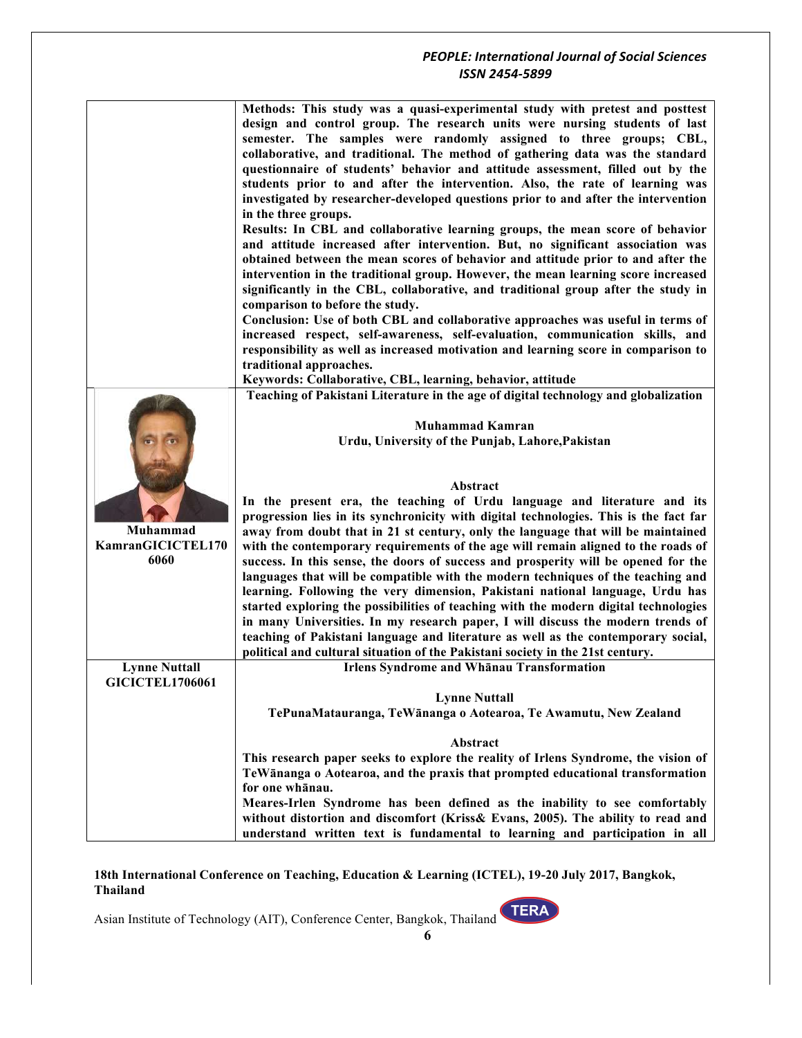**Methods:** This study was a quasi-experimental study with pretest and posttest design and control group. The research units were nursing students of last semester. The samples were randomly assigned to three groups; CBL, collaborative, and traditional. The method of gathering data was the standard questionnaire of students' behavior and attitude assessment, filled out by the students prior to and after the intervention. Also, the rate of learning was investigated by researcher-developed questions prior to and after the intervention in the three groups.

**Results:** In CBL and collaborative learning groups, the mean score of behavior and attitude increased after intervention. But, no significant association was obtained between the mean scores of behavior and attitude prior to and after the intervention in the traditional group. However, the mean learning score increased significantly in the CBL, collaborative, and traditional group after the study in comparison to before the study.

**Conclusion:** Use of both CBL and collaborative approaches was useful in terms of increased respect, self-awareness, self-evaluation, communication skills, and responsibility as well as increased motivation and learning score in comparison to traditional approaches.

**Keywords:** Collaborative, CBL, learning, behavior, attitude

---

**Muhammad KamranGICICTEL1706060**

## Teaching of Pakistani Literature in the age of digital technology and globalization

**Muhammad Kamran**
**Urdu, University of the Punjab, Lahore,Pakistan**

### Abstract

In the present era, the teaching of Urdu language and literature and its progression lies in its synchronicity with digital technologies. This is the fact far away from doubt that in 21 st century, only the language that will be maintained with the contemporary requirements of the age will remain aligned to the roads of success. In this sense, the doors of success and prosperity will be opened for the languages that will be compatible with the modern techniques of the teaching and learning. Following the very dimension, Pakistani national language, Urdu has started exploring the possibilities of teaching with the modern digital technologies in many Universities. In my research paper, I will discuss the modern trends of teaching of Pakistani language and literature as well as the contemporary social, political and cultural situation of the Pakistani society in the 21st century.

---

**Lynne Nuttall GICICTEL1706061**

## Irlens Syndrome and Whānau Transformation

**Lynne Nuttall**
**TePunaMatauranga, TeWānanga o Aotearoa, Te Awamutu, New Zealand**

### Abstract

This research paper seeks to explore the reality of Irlens Syndrome, the vision of TeWānanga o Aotearoa, and the praxis that prompted educational transformation for one whānau.

Meares-Irlen Syndrome has been defined as the inability to see comfortably without distortion and discomfort (Kriss& Evans, 2005). The ability to read and understand written text is fundamental to learning and participation in all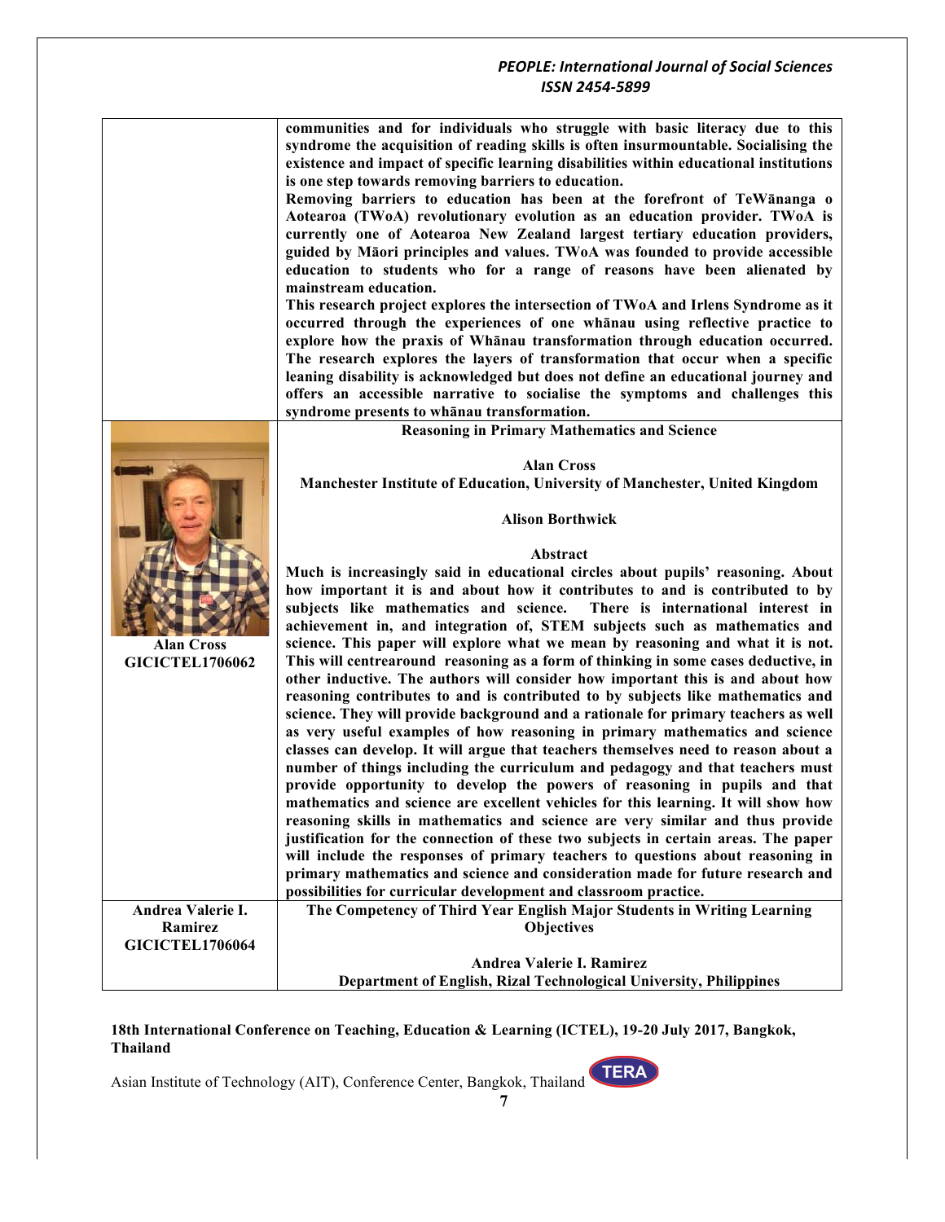communities and for individuals who struggle with basic literacy due to this syndrome the acquisition of reading skills is often insurmountable. Socialising the existence and impact of specific learning disabilities within educational institutions is one step towards removing barriers to education.

Removing barriers to education has been at the forefront of TeWānanga o Aotearoa (TWoA) revolutionary evolution as an education provider. TWoA is currently one of Aotearoa New Zealand largest tertiary education providers, guided by Māori principles and values. TWoA was founded to provide accessible education to students who for a range of reasons have been alienated by mainstream education.

This research project explores the intersection of TWoA and Irlens Syndrome as it occurred through the experiences of one whānau using reflective practice to explore how the praxis of Whānau transformation through education occurred. The research explores the layers of transformation that occur when a specific leaning disability is acknowledged but does not define an educational journey and offers an accessible narrative to socialise the symptoms and challenges this syndrome presents to whānau transformation.

**Alan Cross**
**GICICTEL1706062**

### Reasoning in Primary Mathematics and Science

**Alan Cross**
**Manchester Institute of Education, University of Manchester, United Kingdom**

**Alison Borthwick**

**Abstract**

Much is increasingly said in educational circles about pupils' reasoning. About how important it is and about how it contributes to and is contributed to by subjects like mathematics and science. There is international interest in achievement in, and integration of, STEM subjects such as mathematics and science. This paper will explore what we mean by reasoning and what it is not. This will centrearound reasoning as a form of thinking in some cases deductive, in other inductive. The authors will consider how important this is and about how reasoning contributes to and is contributed to by subjects like mathematics and science. They will provide background and a rationale for primary teachers as well as very useful examples of how reasoning in primary mathematics and science classes can develop. It will argue that teachers themselves need to reason about a number of things including the curriculum and pedagogy and that teachers must provide opportunity to develop the powers of reasoning in pupils and that mathematics and science are excellent vehicles for this learning. It will show how reasoning skills in mathematics and science are very similar and thus provide justification for the connection of these two subjects in certain areas. The paper will include the responses of primary teachers to questions about reasoning in primary mathematics and science and consideration made for future research and possibilities for curricular development and classroom practice.

**Andrea Valerie I. Ramirez**
**GICICTEL1706064**

### The Competency of Third Year English Major Students in Writing Learning Objectives

**Andrea Valerie I. Ramirez**
**Department of English, Rizal Technological University, Philippines**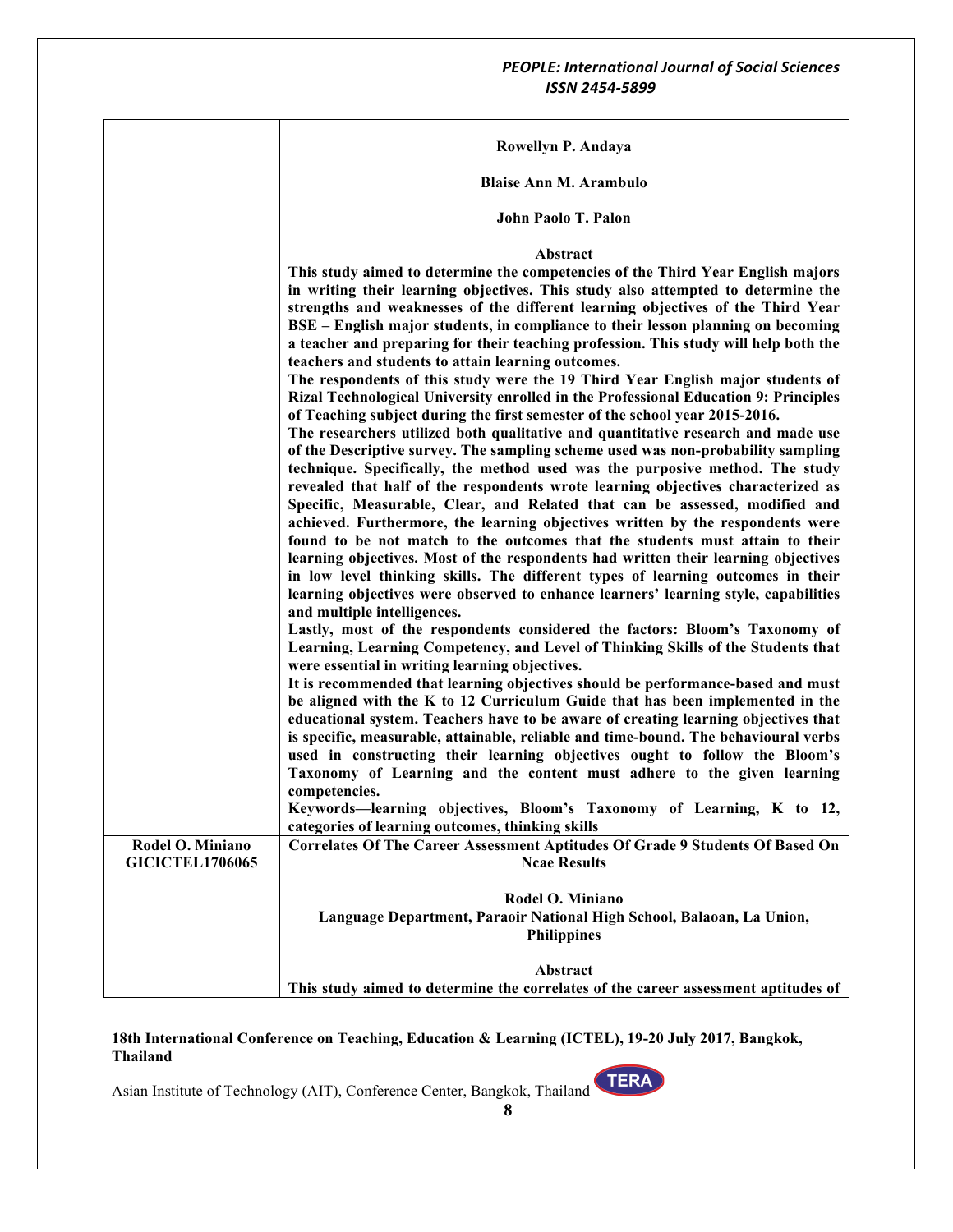| | |
|---|---|
| | **Rowellyn P. Andaya**<br><br>**Blaise Ann M. Arambulo**<br><br>**John Paolo T. Palon**<br><br>**Abstract**<br>**This study aimed to determine the competencies of the Third Year English majors in writing their learning objectives. This study also attempted to determine the strengths and weaknesses of the different learning objectives of the Third Year BSE – English major students, in compliance to their lesson planning on becoming a teacher and preparing for their teaching profession. This study will help both the teachers and students to attain learning outcomes.**<br>**The respondents of this study were the 19 Third Year English major students of Rizal Technological University enrolled in the Professional Education 9: Principles of Teaching subject during the first semester of the school year 2015-2016.**<br>**The researchers utilized both qualitative and quantitative research and made use of the Descriptive survey. The sampling scheme used was non-probability sampling technique. Specifically, the method used was the purposive method. The study revealed that half of the respondents wrote learning objectives characterized as Specific, Measurable, Clear, and Related that can be assessed, modified and achieved. Furthermore, the learning objectives written by the respondents were found to be not match to the outcomes that the students must attain to their learning objectives. Most of the respondents had written their learning objectives in low level thinking skills. The different types of learning outcomes in their learning objectives were observed to enhance learners' learning style, capabilities and multiple intelligences.**<br>**Lastly, most of the respondents considered the factors: Bloom's Taxonomy of Learning, Learning Competency, and Level of Thinking Skills of the Students that were essential in writing learning objectives.**<br>**It is recommended that learning objectives should be performance-based and must be aligned with the K to 12 Curriculum Guide that has been implemented in the educational system. Teachers have to be aware of creating learning objectives that is specific, measurable, attainable, reliable and time-bound. The behavioural verbs used in constructing their learning objectives ought to follow the Bloom's Taxonomy of Learning and the content must adhere to the given learning competencies.**<br>**Keywords—learning objectives, Bloom's Taxonomy of Learning, K to 12, categories of learning outcomes, thinking skills** |
| **Rodel O. Miniano**<br>**GICICTEL1706065** | **Correlates Of The Career Assessment Aptitudes Of Grade 9 Students Of Based On Ncae Results**<br><br>**Rodel O. Miniano**<br>**Language Department, Paraoir National High School, Balaoan, La Union, Philippines**<br><br>**Abstract**<br>**This study aimed to determine the correlates of the career assessment aptitudes of** |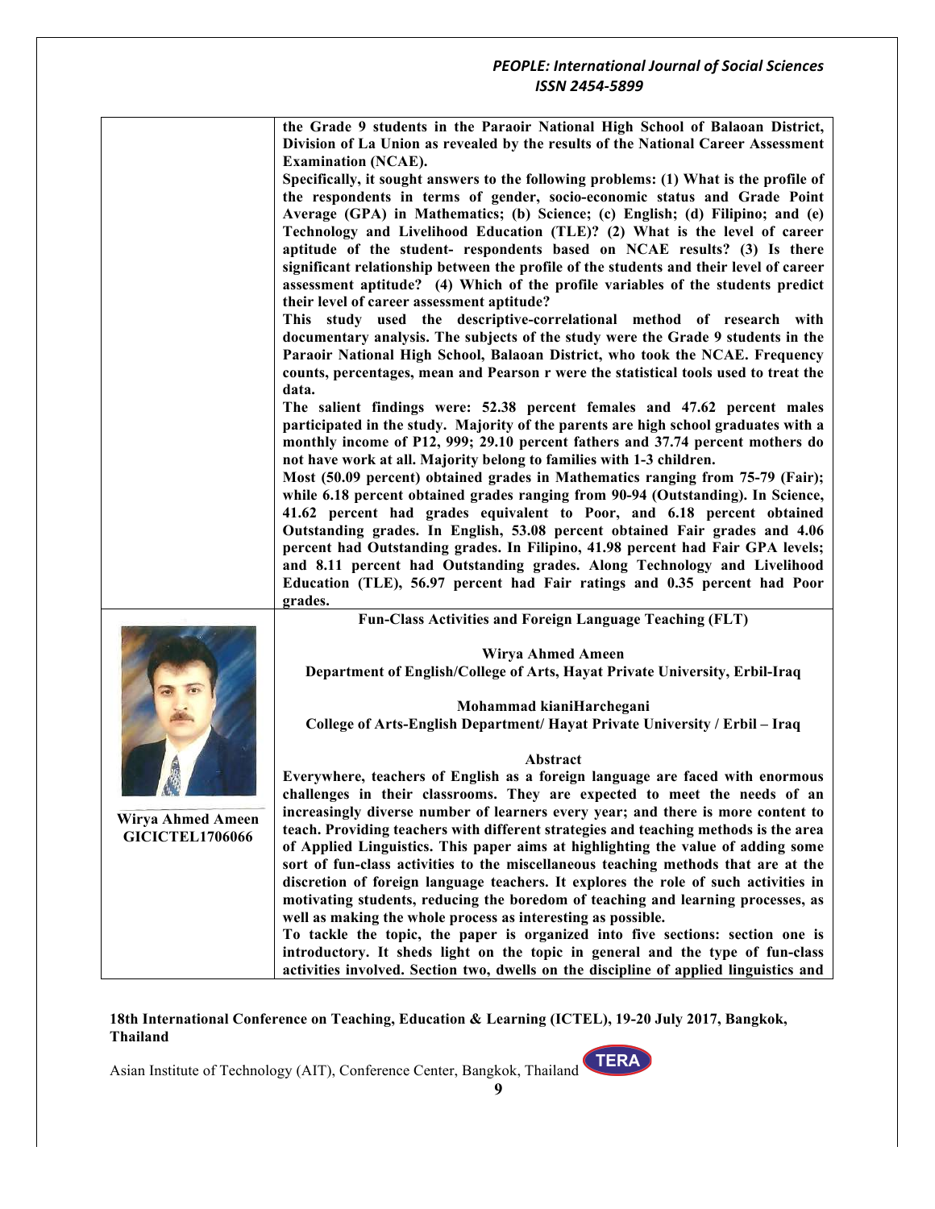the Grade 9 students in the Paraoir National High School of Balaoan District, Division of La Union as revealed by the results of the National Career Assessment Examination (NCAE).

Specifically, it sought answers to the following problems: (1) What is the profile of the respondents in terms of gender, socio-economic status and Grade Point Average (GPA) in Mathematics; (b) Science; (c) English; (d) Filipino; and (e) Technology and Livelihood Education (TLE)? (2) What is the level of career aptitude of the student- respondents based on NCAE results? (3) Is there significant relationship between the profile of the students and their level of career assessment aptitude? (4) Which of the profile variables of the students predict their level of career assessment aptitude?

This study used the descriptive-correlational method of research with documentary analysis. The subjects of the study were the Grade 9 students in the Paraoir National High School, Balaoan District, who took the NCAE. Frequency counts, percentages, mean and Pearson r were the statistical tools used to treat the data.

The salient findings were: 52.38 percent females and 47.62 percent males participated in the study. Majority of the parents are high school graduates with a monthly income of P12, 999; 29.10 percent fathers and 37.74 percent mothers do not have work at all. Majority belong to families with 1-3 children.

Most (50.09 percent) obtained grades in Mathematics ranging from 75-79 (Fair); while 6.18 percent obtained grades ranging from 90-94 (Outstanding). In Science, 41.62 percent had grades equivalent to Poor, and 6.18 percent obtained Outstanding grades. In English, 53.08 percent obtained Fair grades and 4.06 percent had Outstanding grades. In Filipino, 41.98 percent had Fair GPA levels; and 8.11 percent had Outstanding grades. Along Technology and Livelihood Education (TLE), 56.97 percent had Fair ratings and 0.35 percent had Poor grades.

## Fun-Class Activities and Foreign Language Teaching (FLT)

**Wirya Ahmed Ameen**
Department of English/College of Arts, Hayat Private University, Erbil-Iraq

**Mohammad kianiHarchegani**
College of Arts-English Department/ Hayat Private University / Erbil – Iraq

Wirya Ahmed Ameen
GICICTEL1706066

### Abstract

Everywhere, teachers of English as a foreign language are faced with enormous challenges in their classrooms. They are expected to meet the needs of an increasingly diverse number of learners every year; and there is more content to teach. Providing teachers with different strategies and teaching methods is the area of Applied Linguistics. This paper aims at highlighting the value of adding some sort of fun-class activities to the miscellaneous teaching methods that are at the discretion of foreign language teachers. It explores the role of such activities in motivating students, reducing the boredom of teaching and learning processes, as well as making the whole process as interesting as possible.

To tackle the topic, the paper is organized into five sections: section one is introductory. It sheds light on the topic in general and the type of fun-class activities involved. Section two, dwells on the discipline of applied linguistics and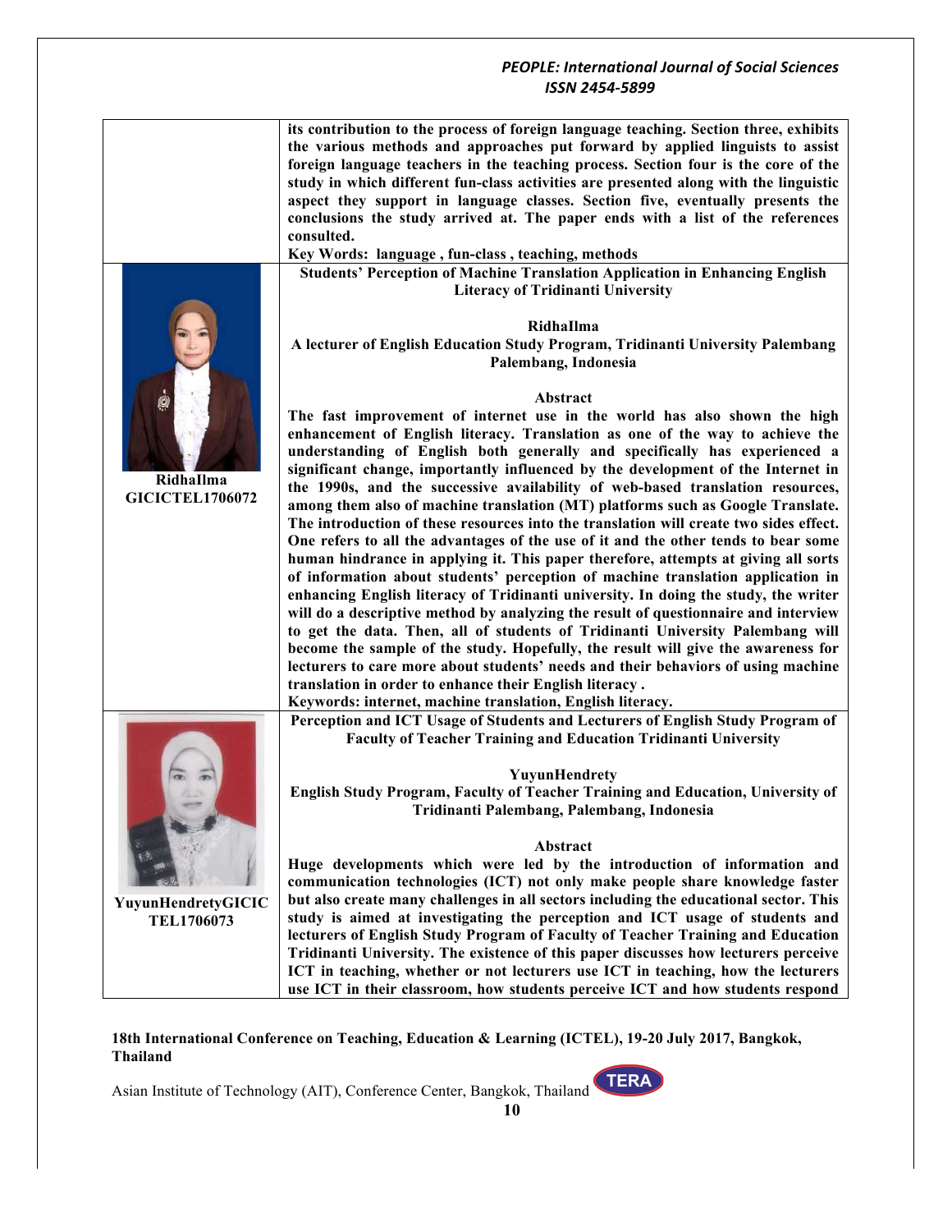its contribution to the process of foreign language teaching. Section three, exhibits the various methods and approaches put forward by applied linguists to assist foreign language teachers in the teaching process. Section four is the core of the study in which different fun-class activities are presented along with the linguistic aspect they support in language classes. Section five, eventually presents the conclusions the study arrived at. The paper ends with a list of the references consulted.

**Key Words: language , fun-class , teaching, methods**

---

**RidhaIlma**
**GICICTEL1706072**

## Students' Perception of Machine Translation Application in Enhancing English Literacy of Tridinanti University

**RidhaIlma**

**A lecturer of English Education Study Program, Tridinanti University Palembang Palembang, Indonesia**

### Abstract

The fast improvement of internet use in the world has also shown the high enhancement of English literacy. Translation as one of the way to achieve the understanding of English both generally and specifically has experienced a significant change, importantly influenced by the development of the Internet in the 1990s, and the successive availability of web-based translation resources, among them also of machine translation (MT) platforms such as Google Translate. The introduction of these resources into the translation will create two sides effect. One refers to all the advantages of the use of it and the other tends to bear some human hindrance in applying it. This paper therefore, attempts at giving all sorts of information about students' perception of machine translation application in enhancing English literacy of Tridinanti university. In doing the study, the writer will do a descriptive method by analyzing the result of questionnaire and interview to get the data. Then, all of students of Tridinanti University Palembang will become the sample of the study. Hopefully, the result will give the awareness for lecturers to care more about students' needs and their behaviors of using machine translation in order to enhance their English literacy .

**Keywords: internet, machine translation, English literacy.**

---

**YuyunHendretyGICIC TEL1706073**

## Perception and ICT Usage of Students and Lecturers of English Study Program of Faculty of Teacher Training and Education Tridinanti University

**YuyunHendrety**

**English Study Program, Faculty of Teacher Training and Education, University of Tridinanti Palembang, Palembang, Indonesia**

### Abstract

Huge developments which were led by the introduction of information and communication technologies (ICT) not only make people share knowledge faster but also create many challenges in all sectors including the educational sector. This study is aimed at investigating the perception and ICT usage of students and lecturers of English Study Program of Faculty of Teacher Training and Education Tridinanti University. The existence of this paper discusses how lecturers perceive ICT in teaching, whether or not lecturers use ICT in teaching, how the lecturers use ICT in their classroom, how students perceive ICT and how students respond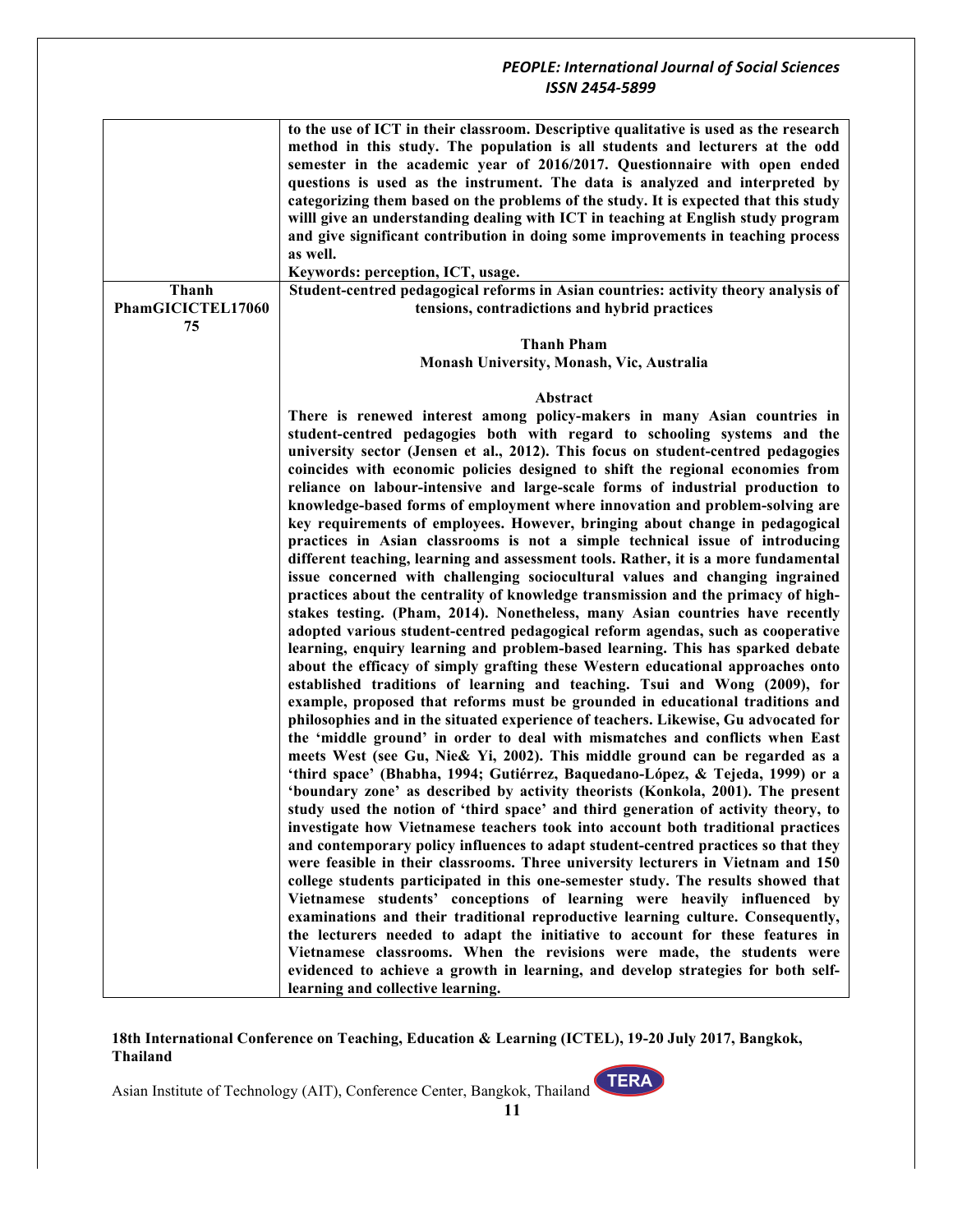| | |
|---|---|
| | **to the use of ICT in their classroom. Descriptive qualitative is used as the research method in this study. The population is all students and lecturers at the odd semester in the academic year of 2016/2017. Questionnaire with open ended questions is used as the instrument. The data is analyzed and interpreted by categorizing them based on the problems of the study. It is expected that this study willl give an understanding dealing with ICT in teaching at English study program and give significant contribution in doing some improvements in teaching process as well.**<br>**Keywords: perception, ICT, usage.** |
| **Thanh PhamGICICTEL1706075** | **Student-centred pedagogical reforms in Asian countries: activity theory analysis of tensions, contradictions and hybrid practices**<br><br>**Thanh Pham**<br>**Monash University, Monash, Vic, Australia**<br><br>**Abstract**<br>**There is renewed interest among policy-makers in many Asian countries in student-centred pedagogies both with regard to schooling systems and the university sector (Jensen et al., 2012). This focus on student-centred pedagogies coincides with economic policies designed to shift the regional economies from reliance on labour-intensive and large-scale forms of industrial production to knowledge-based forms of employment where innovation and problem-solving are key requirements of employees. However, bringing about change in pedagogical practices in Asian classrooms is not a simple technical issue of introducing different teaching, learning and assessment tools. Rather, it is a more fundamental issue concerned with challenging sociocultural values and changing ingrained practices about the centrality of knowledge transmission and the primacy of high-stakes testing. (Pham, 2014). Nonetheless, many Asian countries have recently adopted various student-centred pedagogical reform agendas, such as cooperative learning, enquiry learning and problem-based learning. This has sparked debate about the efficacy of simply grafting these Western educational approaches onto established traditions of learning and teaching. Tsui and Wong (2009), for example, proposed that reforms must be grounded in educational traditions and philosophies and in the situated experience of teachers. Likewise, Gu advocated for the 'middle ground' in order to deal with mismatches and conflicts when East meets West (see Gu, Nie& Yi, 2002). This middle ground can be regarded as a 'third space' (Bhabha, 1994; Gutiérrez, Baquedano-López, & Tejeda, 1999) or a 'boundary zone' as described by activity theorists (Konkola, 2001). The present study used the notion of 'third space' and third generation of activity theory, to investigate how Vietnamese teachers took into account both traditional practices and contemporary policy influences to adapt student-centred practices so that they were feasible in their classrooms. Three university lecturers in Vietnam and 150 college students participated in this one-semester study. The results showed that Vietnamese students' conceptions of learning were heavily influenced by examinations and their traditional reproductive learning culture. Consequently, the lecturers needed to adapt the initiative to account for these features in Vietnamese classrooms. When the revisions were made, the students were evidenced to achieve a growth in learning, and develop strategies for both self-learning and collective learning.** |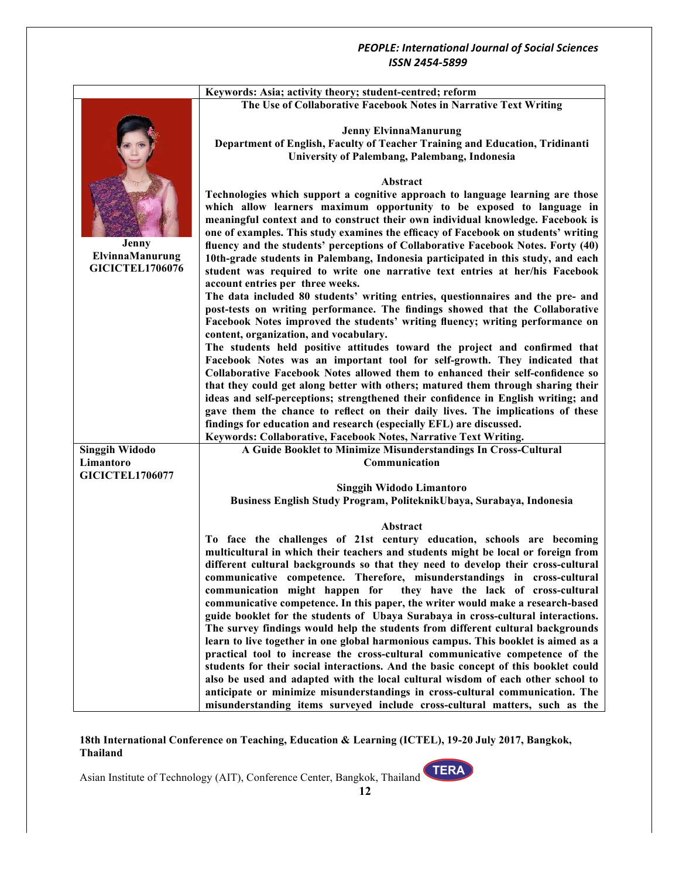Keywords: Asia; activity theory; student-centred; reform

**Jenny ElvinnaManurung**
**GICICTEL1706076**

### The Use of Collaborative Facebook Notes in Narrative Text Writing

**Jenny ElvinnaManurung**
**Department of English, Faculty of Teacher Training and Education, Tridinanti University of Palembang, Palembang, Indonesia**

**Abstract**

Technologies which support a cognitive approach to language learning are those which allow learners maximum opportunity to be exposed to language in meaningful context and to construct their own individual knowledge. Facebook is one of examples. This study examines the efficacy of Facebook on students' writing fluency and the students' perceptions of Collaborative Facebook Notes. Forty (40) 10th-grade students in Palembang, Indonesia participated in this study, and each student was required to write one narrative text entries at her/his Facebook account entries per three weeks.

The data included 80 students' writing entries, questionnaires and the pre- and post-tests on writing performance. The findings showed that the Collaborative Facebook Notes improved the students' writing fluency; writing performance on content, organization, and vocabulary.

The students held positive attitudes toward the project and confirmed that Facebook Notes was an important tool for self-growth. They indicated that Collaborative Facebook Notes allowed them to enhanced their self-confidence so that they could get along better with others; matured them through sharing their ideas and self-perceptions; strengthened their confidence in English writing; and gave them the chance to reflect on their daily lives. The implications of these findings for education and research (especially EFL) are discussed.

Keywords: Collaborative, Facebook Notes, Narrative Text Writing.

**Singgih Widodo Limantoro**
**GICICTEL1706077**

### A Guide Booklet to Minimize Misunderstandings In Cross-Cultural Communication

**Singgih Widodo Limantoro**
**Business English Study Program, PoliteknikUbaya, Surabaya, Indonesia**

**Abstract**

To face the challenges of 21st century education, schools are becoming multicultural in which their teachers and students might be local or foreign from different cultural backgrounds so that they need to develop their cross-cultural communicative competence. Therefore, misunderstandings in cross-cultural communication might happen for they have the lack of cross-cultural communicative competence. In this paper, the writer would make a research-based guide booklet for the students of Ubaya Surabaya in cross-cultural interactions. The survey findings would help the students from different cultural backgrounds learn to live together in one global harmonious campus. This booklet is aimed as a practical tool to increase the cross-cultural communicative competence of the students for their social interactions. And the basic concept of this booklet could also be used and adapted with the local cultural wisdom of each other school to anticipate or minimize misunderstandings in cross-cultural communication. The misunderstanding items surveyed include cross-cultural matters, such as the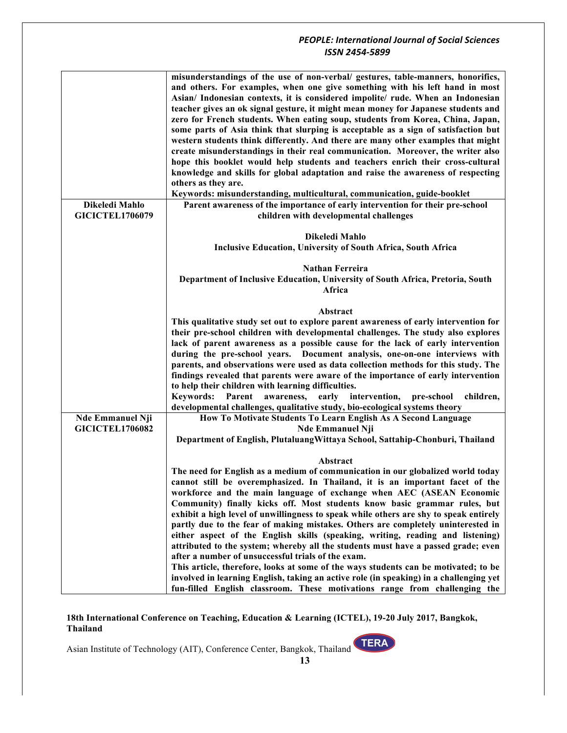| | |
|---|---|
| | **misunderstandings of the use of non-verbal/ gestures, table-manners, honorifics, and others. For examples, when one give something with his left hand in most Asian/ Indonesian contexts, it is considered impolite/ rude. When an Indonesian teacher gives an ok signal gesture, it might mean money for Japanese students and zero for French students. When eating soup, students from Korea, China, Japan, some parts of Asia think that slurping is acceptable as a sign of satisfaction but western students think differently. And there are many other examples that might create misunderstandings in their real communication. Moreover, the writer also hope this booklet would help students and teachers enrich their cross-cultural knowledge and skills for global adaptation and raise the awareness of respecting others as they are.**<br>**Keywords: misunderstanding, multicultural, communication, guide-booklet** |
| **Dikeledi Mahlo**<br>**GICICTEL1706079** | **Parent awareness of the importance of early intervention for their pre-school children with developmental challenges**<br><br>**Dikeledi Mahlo**<br>**Inclusive Education, University of South Africa, South Africa**<br><br>**Nathan Ferreira**<br>**Department of Inclusive Education, University of South Africa, Pretoria, South Africa**<br><br>**Abstract**<br>**This qualitative study set out to explore parent awareness of early intervention for their pre-school children with developmental challenges. The study also explores lack of parent awareness as a possible cause for the lack of early intervention during the pre-school years. Document analysis, one-on-one interviews with parents, and observations were used as data collection methods for this study. The findings revealed that parents were aware of the importance of early intervention to help their children with learning difficulties.**<br>**Keywords: Parent awareness, early intervention, pre-school children, developmental challenges, qualitative study, bio-ecological systems theory** |
| **Nde Emmanuel Nji**<br>**GICICTEL1706082** | **How To Motivate Students To Learn English As A Second Language**<br>**Nde Emmanuel Nji**<br>**Department of English, PlutaluangWittaya School, Sattahip-Chonburi, Thailand**<br><br>**Abstract**<br>**The need for English as a medium of communication in our globalized world today cannot still be overemphasized. In Thailand, it is an important facet of the workforce and the main language of exchange when AEC (ASEAN Economic Community) finally kicks off. Most students know basic grammar rules, but exhibit a high level of unwillingness to speak while others are shy to speak entirely partly due to the fear of making mistakes. Others are completely uninterested in either aspect of the English skills (speaking, writing, reading and listening) attributed to the system; whereby all the students must have a passed grade; even after a number of unsuccessful trials of the exam.**<br>**This article, therefore, looks at some of the ways students can be motivated; to be involved in learning English, taking an active role (in speaking) in a challenging yet fun-filled English classroom. These motivations range from challenging the** |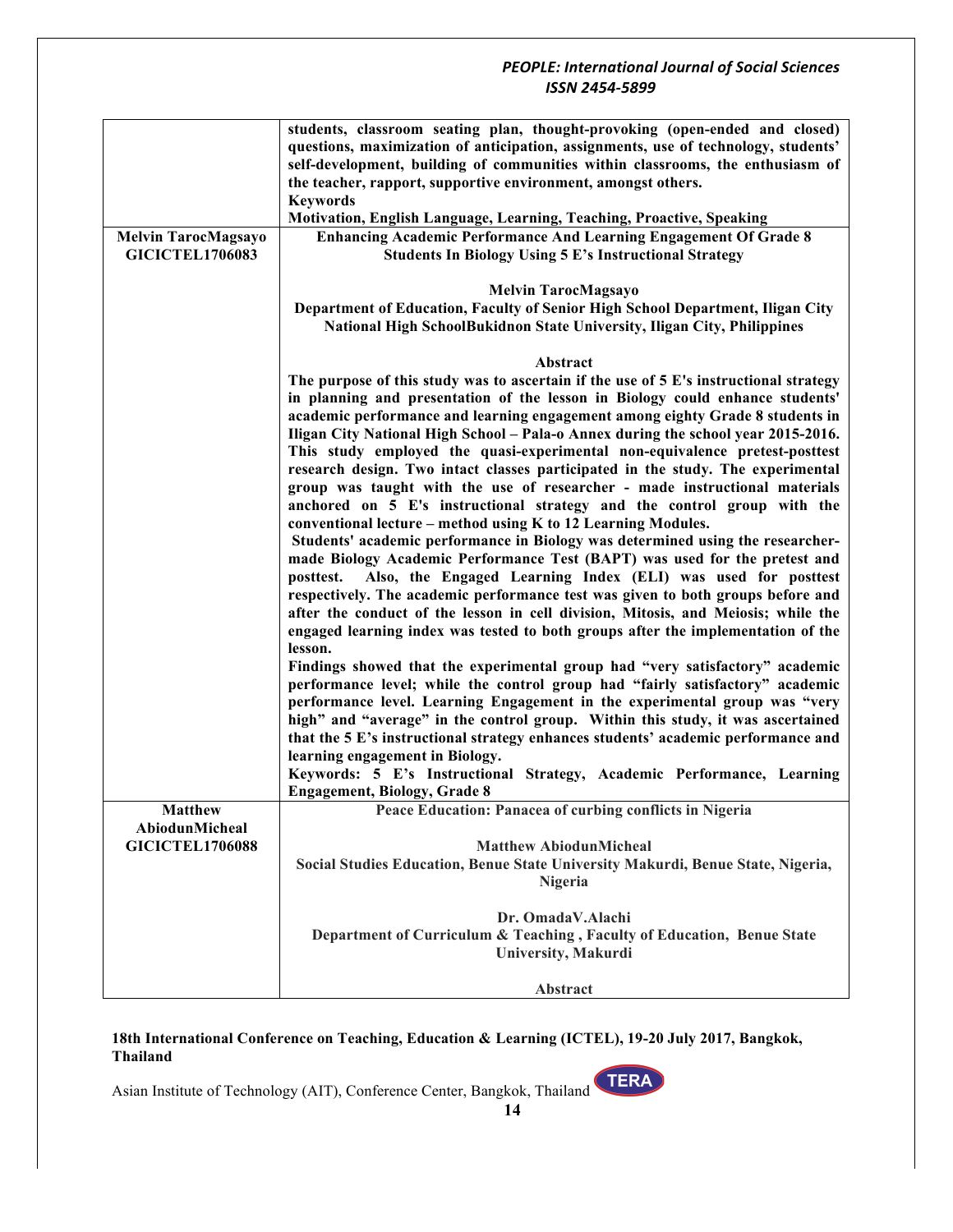| | |
|---|---|
| | **students, classroom seating plan, thought-provoking (open-ended and closed) questions, maximization of anticipation, assignments, use of technology, students' self-development, building of communities within classrooms, the enthusiasm of the teacher, rapport, supportive environment, amongst others.**<br>**Keywords**<br>**Motivation, English Language, Learning, Teaching, Proactive, Speaking** |
| **Melvin TarocMagsayo**<br>**GICICTEL1706083** | **Enhancing Academic Performance And Learning Engagement Of Grade 8 Students In Biology Using 5 E's Instructional Strategy**<br><br>**Melvin TarocMagsayo**<br>**Department of Education, Faculty of Senior High School Department, Iligan City National High SchoolBukidnon State University, Iligan City, Philippines**<br><br>**Abstract**<br>**The purpose of this study was to ascertain if the use of 5 E's instructional strategy in planning and presentation of the lesson in Biology could enhance students' academic performance and learning engagement among eighty Grade 8 students in Iligan City National High School – Pala-o Annex during the school year 2015-2016. This study employed the quasi-experimental non-equivalence pretest-posttest research design. Two intact classes participated in the study. The experimental group was taught with the use of researcher - made instructional materials anchored on 5 E's instructional strategy and the control group with the conventional lecture – method using K to 12 Learning Modules.**<br>**Students' academic performance in Biology was determined using the researcher-made Biology Academic Performance Test (BAPT) was used for the pretest and posttest. Also, the Engaged Learning Index (ELI) was used for posttest respectively. The academic performance test was given to both groups before and after the conduct of the lesson in cell division, Mitosis, and Meiosis; while the engaged learning index was tested to both groups after the implementation of the lesson.**<br>**Findings showed that the experimental group had "very satisfactory" academic performance level; while the control group had "fairly satisfactory" academic performance level. Learning Engagement in the experimental group was "very high" and "average" in the control group. Within this study, it was ascertained that the 5 E's instructional strategy enhances students' academic performance and learning engagement in Biology.**<br>**Keywords: 5 E's Instructional Strategy, Academic Performance, Learning Engagement, Biology, Grade 8** |
| **Matthew AbiodunMicheal**<br>**GICICTEL1706088** | **Peace Education: Panacea of curbing conflicts in Nigeria**<br><br>**Matthew AbiodunMicheal**<br>**Social Studies Education, Benue State University Makurdi, Benue State, Nigeria, Nigeria**<br><br>**Dr. OmadaV.Alachi**<br>**Department of Curriculum & Teaching , Faculty of Education, Benue State University, Makurdi**<br><br>**Abstract** |

**18th International Conference on Teaching, Education & Learning (ICTEL), 19-20 July 2017, Bangkok, Thailand**

Asian Institute of Technology (AIT), Conference Center, Bangkok, Thailand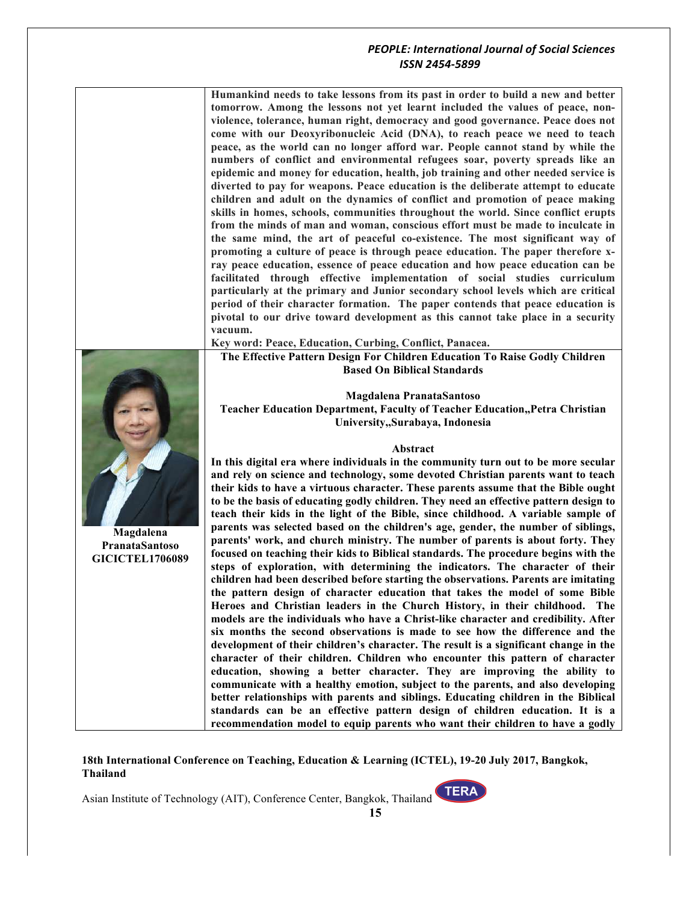Humankind needs to take lessons from its past in order to build a new and better tomorrow. Among the lessons not yet learnt included the values of peace, non-violence, tolerance, human right, democracy and good governance. Peace does not come with our Deoxyribonucleic Acid (DNA), to reach peace we need to teach peace, as the world can no longer afford war. People cannot stand by while the numbers of conflict and environmental refugees soar, poverty spreads like an epidemic and money for education, health, job training and other needed service is diverted to pay for weapons. Peace education is the deliberate attempt to educate children and adult on the dynamics of conflict and promotion of peace making skills in homes, schools, communities throughout the world. Since conflict erupts from the minds of man and woman, conscious effort must be made to inculcate in the same mind, the art of peaceful co-existence. The most significant way of promoting a culture of peace is through peace education. The paper therefore x-ray peace education, essence of peace education and how peace education can be facilitated through effective implementation of social studies curriculum particularly at the primary and Junior secondary school levels which are critical period of their character formation. The paper contends that peace education is pivotal to our drive toward development as this cannot take place in a security vacuum.

**Key word: Peace, Education, Curbing, Conflict, Panacea.**

**Magdalena PranataSantoso**
**GICICTEL1706089**

## The Effective Pattern Design For Children Education To Raise Godly Children Based On Biblical Standards

**Magdalena PranataSantoso**
**Teacher Education Department, Faculty of Teacher Education,,Petra Christian University,,Surabaya, Indonesia**

### Abstract

In this digital era where individuals in the community turn out to be more secular and rely on science and technology, some devoted Christian parents want to teach their kids to have a virtuous character. These parents assume that the Bible ought to be the basis of educating godly children. They need an effective pattern design to teach their kids in the light of the Bible, since childhood. A variable sample of parents was selected based on the children's age, gender, the number of siblings, parents' work, and church ministry. The number of parents is about forty. They focused on teaching their kids to Biblical standards. The procedure begins with the steps of exploration, with determining the indicators. The character of their children had been described before starting the observations. Parents are imitating the pattern design of character education that takes the model of some Bible Heroes and Christian leaders in the Church History, in their childhood. The models are the individuals who have a Christ-like character and credibility. After six months the second observations is made to see how the difference and the development of their children's character. The result is a significant change in the character of their children. Children who encounter this pattern of character education, showing a better character. They are improving the ability to communicate with a healthy emotion, subject to the parents, and also developing better relationships with parents and siblings. Educating children in the Biblical standards can be an effective pattern design of children education. It is a recommendation model to equip parents who want their children to have a godly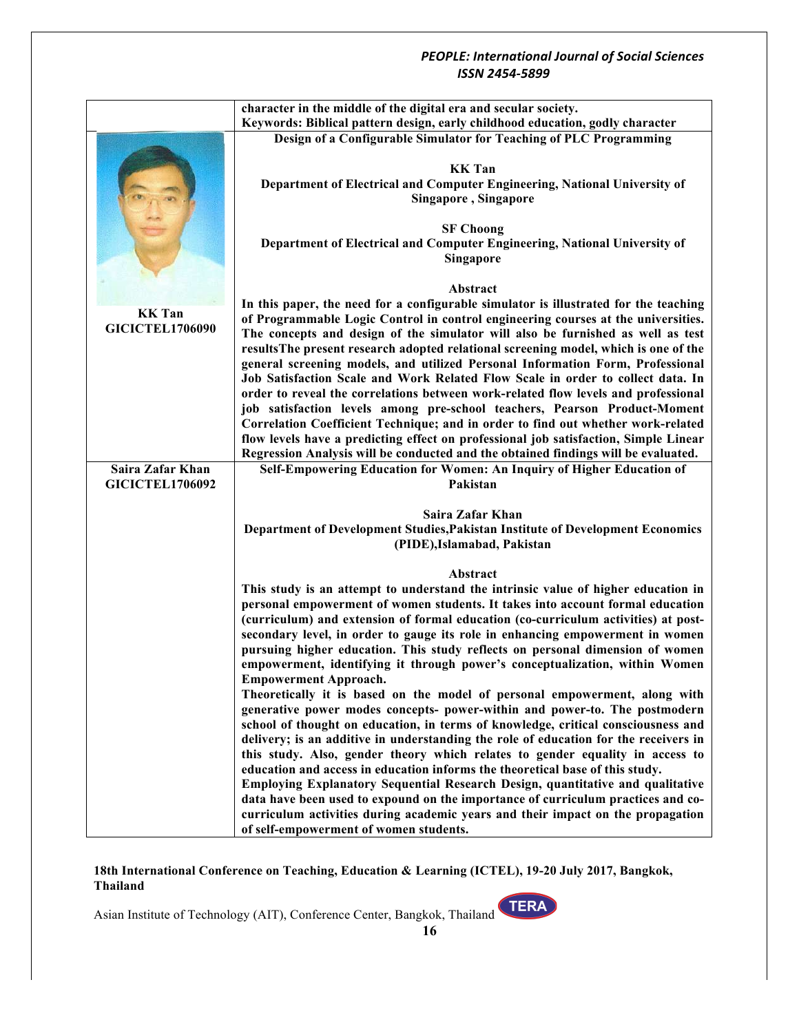| | |
|---|---|
| | **character in the middle of the digital era and secular society.**<br>**Keywords: Biblical pattern design, early childhood education, godly character** |
| **KK Tan**<br>**GICICTEL1706090** | **Design of a Configurable Simulator for Teaching of PLC Programming**<br><br>**KK Tan**<br>**Department of Electrical and Computer Engineering, National University of Singapore , Singapore**<br><br>**SF Choong**<br>**Department of Electrical and Computer Engineering, National University of Singapore**<br><br>**Abstract**<br>**In this paper, the need for a configurable simulator is illustrated for the teaching of Programmable Logic Control in control engineering courses at the universities. The concepts and design of the simulator will also be furnished as well as test resultsThe present research adopted relational screening model, which is one of the general screening models, and utilized Personal Information Form, Professional Job Satisfaction Scale and Work Related Flow Scale in order to collect data. In order to reveal the correlations between work-related flow levels and professional job satisfaction levels among pre-school teachers, Pearson Product-Moment Correlation Coefficient Technique; and in order to find out whether work-related flow levels have a predicting effect on professional job satisfaction, Simple Linear Regression Analysis will be conducted and the obtained findings will be evaluated.** |
| **Saira Zafar Khan**<br>**GICICTEL1706092** | **Self-Empowering Education for Women: An Inquiry of Higher Education of Pakistan**<br><br>**Saira Zafar Khan**<br>**Department of Development Studies,Pakistan Institute of Development Economics (PIDE),Islamabad, Pakistan**<br><br>**Abstract**<br>**This study is an attempt to understand the intrinsic value of higher education in personal empowerment of women students. It takes into account formal education (curriculum) and extension of formal education (co-curriculum activities) at post-secondary level, in order to gauge its role in enhancing empowerment in women pursuing higher education. This study reflects on personal dimension of women empowerment, identifying it through power's conceptualization, within Women Empowerment Approach.**<br>**Theoretically it is based on the model of personal empowerment, along with generative power modes concepts- power-within and power-to. The postmodern school of thought on education, in terms of knowledge, critical consciousness and delivery; is an additive in understanding the role of education for the receivers in this study. Also, gender theory which relates to gender equality in access to education and access in education informs the theoretical base of this study.**<br>**Employing Explanatory Sequential Research Design, quantitative and qualitative data have been used to expound on the importance of curriculum practices and co-curriculum activities during academic years and their impact on the propagation of self-empowerment of women students.** |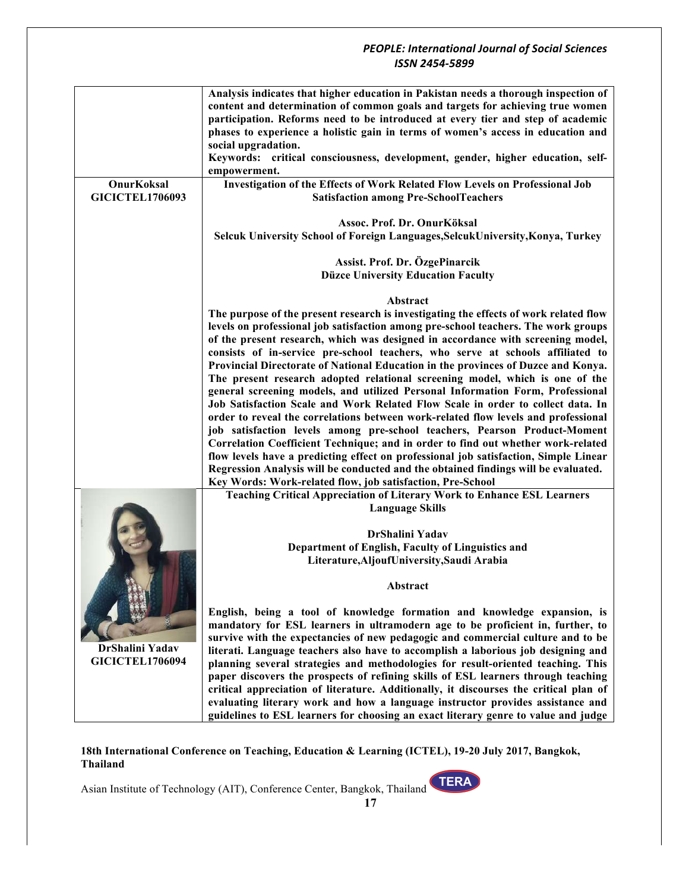| | |
|---|---|
| | **Analysis indicates that higher education in Pakistan needs a thorough inspection of content and determination of common goals and targets for achieving true women participation. Reforms need to be introduced at every tier and step of academic phases to experience a holistic gain in terms of women's access in education and social upgradation.**<br>**Keywords: critical consciousness, development, gender, higher education, self-empowerment.** |
| **OnurKoksal**<br>**GICICTEL1706093** | **Investigation of the Effects of Work Related Flow Levels on Professional Job Satisfaction among Pre-SchoolTeachers**<br><br>**Assoc. Prof. Dr. OnurKöksal**<br>**Selcuk University School of Foreign Languages,SelcukUniversity,Konya, Turkey**<br><br>**Assist. Prof. Dr. ÖzgePinarcik**<br>**Düzce University Education Faculty**<br><br>**Abstract**<br>**The purpose of the present research is investigating the effects of work related flow levels on professional job satisfaction among pre-school teachers. The work groups of the present research, which was designed in accordance with screening model, consists of in-service pre-school teachers, who serve at schools affiliated to Provincial Directorate of National Education in the provinces of Duzce and Konya. The present research adopted relational screening model, which is one of the general screening models, and utilized Personal Information Form, Professional Job Satisfaction Scale and Work Related Flow Scale in order to collect data. In order to reveal the correlations between work-related flow levels and professional job satisfaction levels among pre-school teachers, Pearson Product-Moment Correlation Coefficient Technique; and in order to find out whether work-related flow levels have a predicting effect on professional job satisfaction, Simple Linear Regression Analysis will be conducted and the obtained findings will be evaluated.**<br>**Key Words: Work-related flow, job satisfaction, Pre-School** |
| **DrShalini Yadav**<br>**GICICTEL1706094** | **Teaching Critical Appreciation of Literary Work to Enhance ESL Learners Language Skills**<br><br>**DrShalini Yadav**<br>**Department of English, Faculty of Linguistics and Literature,AljoufUniversity,Saudi Arabia**<br><br>**Abstract**<br><br>**English, being a tool of knowledge formation and knowledge expansion, is mandatory for ESL learners in ultramodern age to be proficient in, further, to survive with the expectancies of new pedagogic and commercial culture and to be literati. Language teachers also have to accomplish a laborious job designing and planning several strategies and methodologies for result-oriented teaching. This paper discovers the prospects of refining skills of ESL learners through teaching critical appreciation of literature. Additionally, it discourses the critical plan of evaluating literary work and how a language instructor provides assistance and guidelines to ESL learners for choosing an exact literary genre to value and judge** |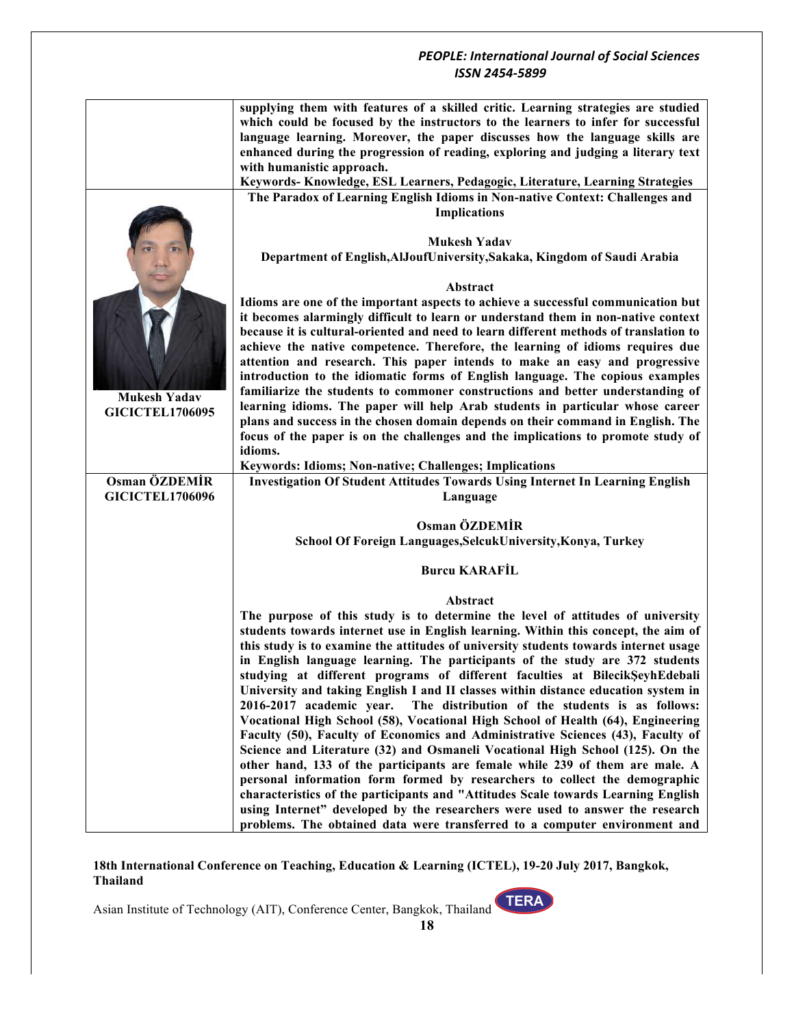supplying them with features of a skilled critic. Learning strategies are studied which could be focused by the instructors to the learners to infer for successful language learning. Moreover, the paper discusses how the language skills are enhanced during the progression of reading, exploring and judging a literary text with humanistic approach.

**Keywords- Knowledge, ESL Learners, Pedagogic, Literature, Learning Strategies**

---

**Mukesh Yadav**
**GICICTEL1706095**

## The Paradox of Learning English Idioms in Non-native Context: Challenges and Implications

**Mukesh Yadav**

**Department of English,AlJoufUniversity,Sakaka, Kingdom of Saudi Arabia**

### Abstract

Idioms are one of the important aspects to achieve a successful communication but it becomes alarmingly difficult to learn or understand them in non-native context because it is cultural-oriented and need to learn different methods of translation to achieve the native competence. Therefore, the learning of idioms requires due attention and research. This paper intends to make an easy and progressive introduction to the idiomatic forms of English language. The copious examples familiarize the students to commoner constructions and better understanding of learning idioms. The paper will help Arab students in particular whose career plans and success in the chosen domain depends on their command in English. The focus of the paper is on the challenges and the implications to promote study of idioms.

**Keywords: Idioms; Non-native; Challenges; Implications**

---

**Osman ÖZDEMİR**
**GICICTEL1706096**

## Investigation Of Student Attitudes Towards Using Internet In Learning English Language

**Osman ÖZDEMİR**

**School Of Foreign Languages,SelcukUniversity,Konya, Turkey**

**Burcu KARAFİL**

### Abstract

The purpose of this study is to determine the level of attitudes of university students towards internet use in English learning. Within this concept, the aim of this study is to examine the attitudes of university students towards internet usage in English language learning. The participants of the study are 372 students studying at different programs of different faculties at BilecikŞeyhEdebali University and taking English I and II classes within distance education system in 2016-2017 academic year. The distribution of the students is as follows: Vocational High School (58), Vocational High School of Health (64), Engineering Faculty (50), Faculty of Economics and Administrative Sciences (43), Faculty of Science and Literature (32) and Osmaneli Vocational High School (125). On the other hand, 133 of the participants are female while 239 of them are male. A personal information form formed by researchers to collect the demographic characteristics of the participants and "Attitudes Scale towards Learning English using Internet" developed by the researchers were used to answer the research problems. The obtained data were transferred to a computer environment and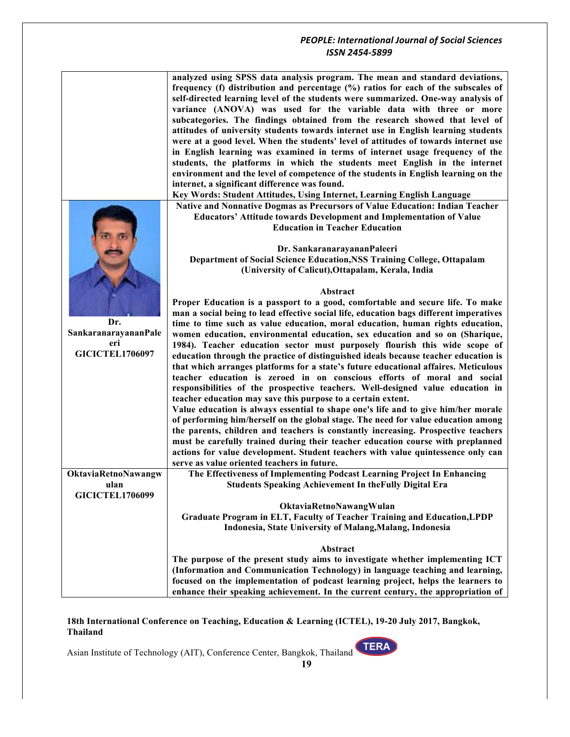| | |
|---|---|
| | **analyzed using SPSS data analysis program. The mean and standard deviations, frequency (f) distribution and percentage (%) ratios for each of the subscales of self-directed learning level of the students were summarized. One-way analysis of variance (ANOVA) was used for the variable data with three or more subcategories. The findings obtained from the research showed that level of attitudes of university students towards internet use in English learning students were at a good level. When the students' level of attitudes of towards internet use in English learning was examined in terms of internet usage frequency of the students, the platforms in which the students meet English in the internet environment and the level of competence of the students in English learning on the internet, a significant difference was found.**<br>**Key Words: Student Attitudes, Using Internet, Learning English Language** |
| **Dr. SankaranarayananPaleeri**<br>**GICICTEL1706097** | **Native and Nonnative Dogmas as Precursors of Value Education: Indian Teacher Educators' Attitude towards Development and Implementation of Value Education in Teacher Education**<br><br>**Dr. SankaranarayananPaleeri**<br>**Department of Social Science Education,NSS Training College, Ottapalam (University of Calicut),Ottapalam, Kerala, India**<br><br>**Abstract**<br>**Proper Education is a passport to a good, comfortable and secure life. To make man a social being to lead effective social life, education bags different imperatives time to time such as value education, moral education, human rights education, women education, environmental education, sex education and so on (Sharique, 1984). Teacher education sector must purposely flourish this wide scope of education through the practice of distinguished ideals because teacher education is that which arranges platforms for a state's future educational affaires. Meticulous teacher education is zeroed in on conscious efforts of moral and social responsibilities of the prospective teachers. Well-designed value education in teacher education may save this purpose to a certain extent.**<br>**Value education is always essential to shape one's life and to give him/her morale of performing him/herself on the global stage. The need for value education among the parents, children and teachers is constantly increasing. Prospective teachers must be carefully trained during their teacher education course with preplanned actions for value development. Student teachers with value quintessence only can serve as value oriented teachers in future.** |
| **OktaviaRetnoNawangwulan**<br>**GICICTEL1706099** | **The Effectiveness of Implementing Podcast Learning Project In Enhancing Students Speaking Achievement In theFully Digital Era**<br><br>**OktaviaRetnoNawangWulan**<br>**Graduate Program in ELT, Faculty of Teacher Training and Education,LPDP Indonesia, State University of Malang,Malang, Indonesia**<br><br>**Abstract**<br>**The purpose of the present study aims to investigate whether implementing ICT (Information and Communication Technology) in language teaching and learning, focused on the implementation of podcast learning project, helps the learners to enhance their speaking achievement. In the current century, the appropriation of** |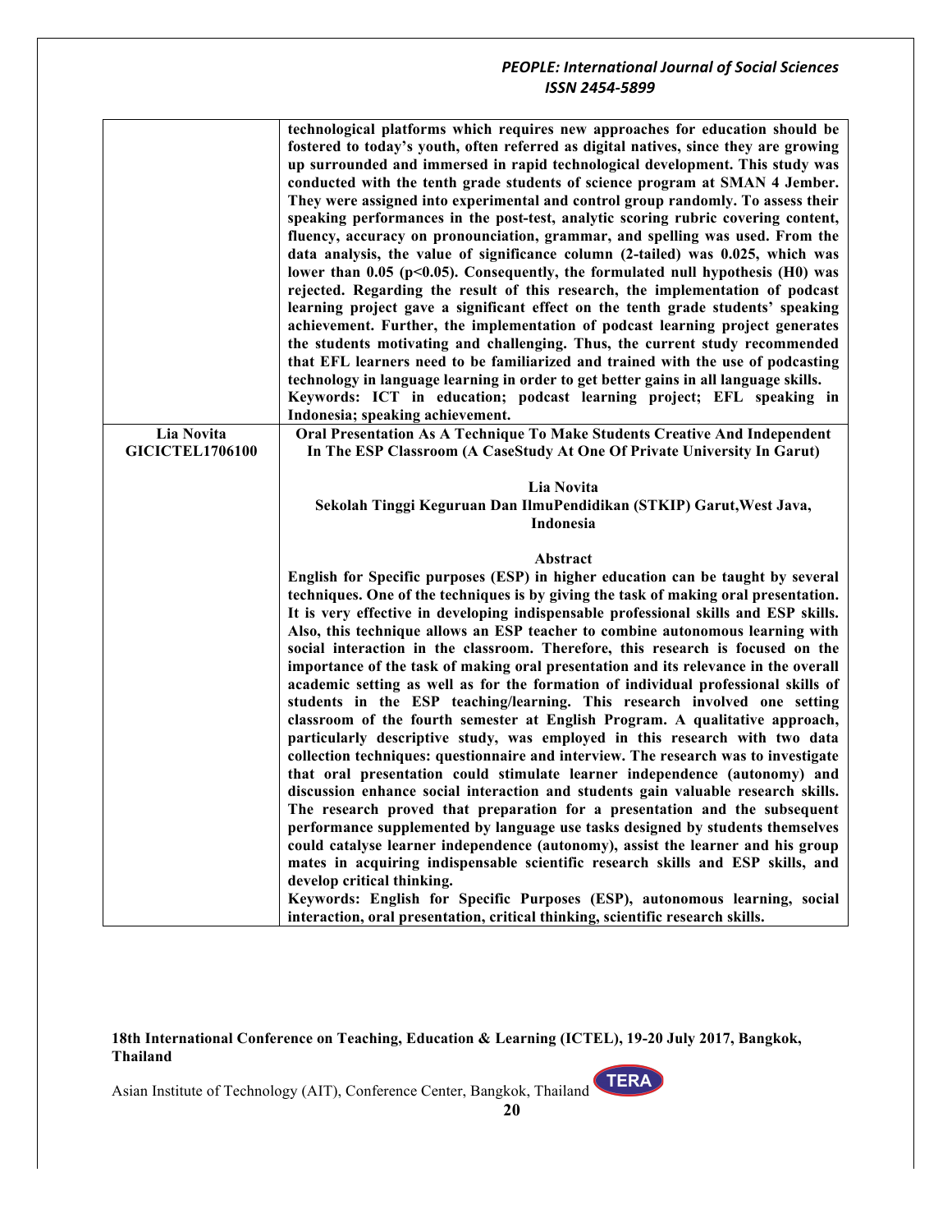| | |
|---|---|
| | **technological platforms which requires new approaches for education should be fostered to today's youth, often referred as digital natives, since they are growing up surrounded and immersed in rapid technological development. This study was conducted with the tenth grade students of science program at SMAN 4 Jember. They were assigned into experimental and control group randomly. To assess their speaking performances in the post-test, analytic scoring rubric covering content, fluency, accuracy on pronounciation, grammar, and spelling was used. From the data analysis, the value of significance column (2-tailed) was 0.025, which was lower than 0.05 ($p<0.05$). Consequently, the formulated null hypothesis (H0) was rejected. Regarding the result of this research, the implementation of podcast learning project gave a significant effect on the tenth grade students' speaking achievement. Further, the implementation of podcast learning project generates the students motivating and challenging. Thus, the current study recommended that EFL learners need to be familiarized and trained with the use of podcasting technology in language learning in order to get better gains in all language skills.** <br> **Keywords: ICT in education; podcast learning project; EFL speaking in Indonesia; speaking achievement.** |
| **Lia Novita** <br> **GICICTEL1706100** | **Oral Presentation As A Technique To Make Students Creative And Independent In The ESP Classroom (A CaseStudy At One Of Private University In Garut)** <br><br> **Lia Novita** <br> **Sekolah Tinggi Keguruan Dan IlmuPendidikan (STKIP) Garut,West Java, Indonesia** <br><br> **Abstract** <br> **English for Specific purposes (ESP) in higher education can be taught by several techniques. One of the techniques is by giving the task of making oral presentation. It is very effective in developing indispensable professional skills and ESP skills. Also, this technique allows an ESP teacher to combine autonomous learning with social interaction in the classroom. Therefore, this research is focused on the importance of the task of making oral presentation and its relevance in the overall academic setting as well as for the formation of individual professional skills of students in the ESP teaching/learning. This research involved one setting classroom of the fourth semester at English Program. A qualitative approach, particularly descriptive study, was employed in this research with two data collection techniques: questionnaire and interview. The research was to investigate that oral presentation could stimulate learner independence (autonomy) and discussion enhance social interaction and students gain valuable research skills. The research proved that preparation for a presentation and the subsequent performance supplemented by language use tasks designed by students themselves could catalyse learner independence (autonomy), assist the learner and his group mates in acquiring indispensable scientific research skills and ESP skills, and develop critical thinking.** <br> **Keywords: English for Specific Purposes (ESP), autonomous learning, social interaction, oral presentation, critical thinking, scientific research skills.** |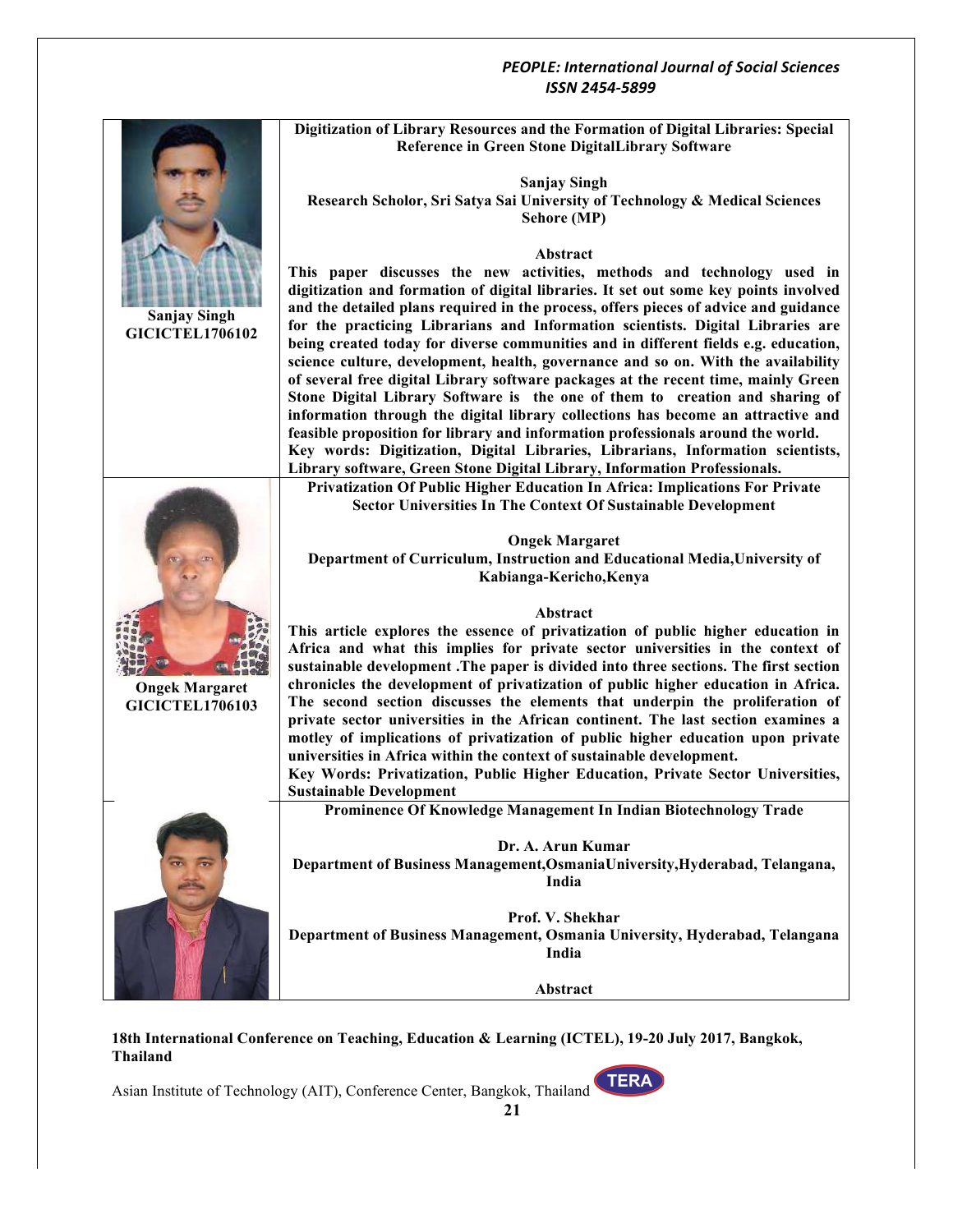**Sanjay Singh**
**GICICTEL1706102**

### Digitization of Library Resources and the Formation of Digital Libraries: Special Reference in Green Stone DigitalLibrary Software

**Sanjay Singh**
**Research Scholor, Sri Satya Sai University of Technology & Medical Sciences Sehore (MP)**

**Abstract**

**This paper discusses the new activities, methods and technology used in digitization and formation of digital libraries. It set out some key points involved and the detailed plans required in the process, offers pieces of advice and guidance for the practicing Librarians and Information scientists. Digital Libraries are being created today for diverse communities and in different fields e.g. education, science culture, development, health, governance and so on. With the availability of several free digital Library software packages at the recent time, mainly Green Stone Digital Library Software is the one of them to creation and sharing of information through the digital library collections has become an attractive and feasible proposition for library and information professionals around the world.**

**Key words: Digitization, Digital Libraries, Librarians, Information scientists, Library software, Green Stone Digital Library, Information Professionals.**

**Ongek Margaret**
**GICICTEL1706103**

### Privatization Of Public Higher Education In Africa: Implications For Private Sector Universities In The Context Of Sustainable Development

**Ongek Margaret**
**Department of Curriculum, Instruction and Educational Media,University of Kabianga-Kericho,Kenya**

**Abstract**

**This article explores the essence of privatization of public higher education in Africa and what this implies for private sector universities in the context of sustainable development .The paper is divided into three sections. The first section chronicles the development of privatization of public higher education in Africa. The second section discusses the elements that underpin the proliferation of private sector universities in the African continent. The last section examines a motley of implications of privatization of public higher education upon private universities in Africa within the context of sustainable development.**

**Key Words: Privatization, Public Higher Education, Private Sector Universities, Sustainable Development**

### Prominence Of Knowledge Management In Indian Biotechnology Trade

**Dr. A. Arun Kumar**
**Department of Business Management,OsmaniaUniversity,Hyderabad, Telangana, India**

**Prof. V. Shekhar**
**Department of Business Management, Osmania University, Hyderabad, Telangana India**

**Abstract**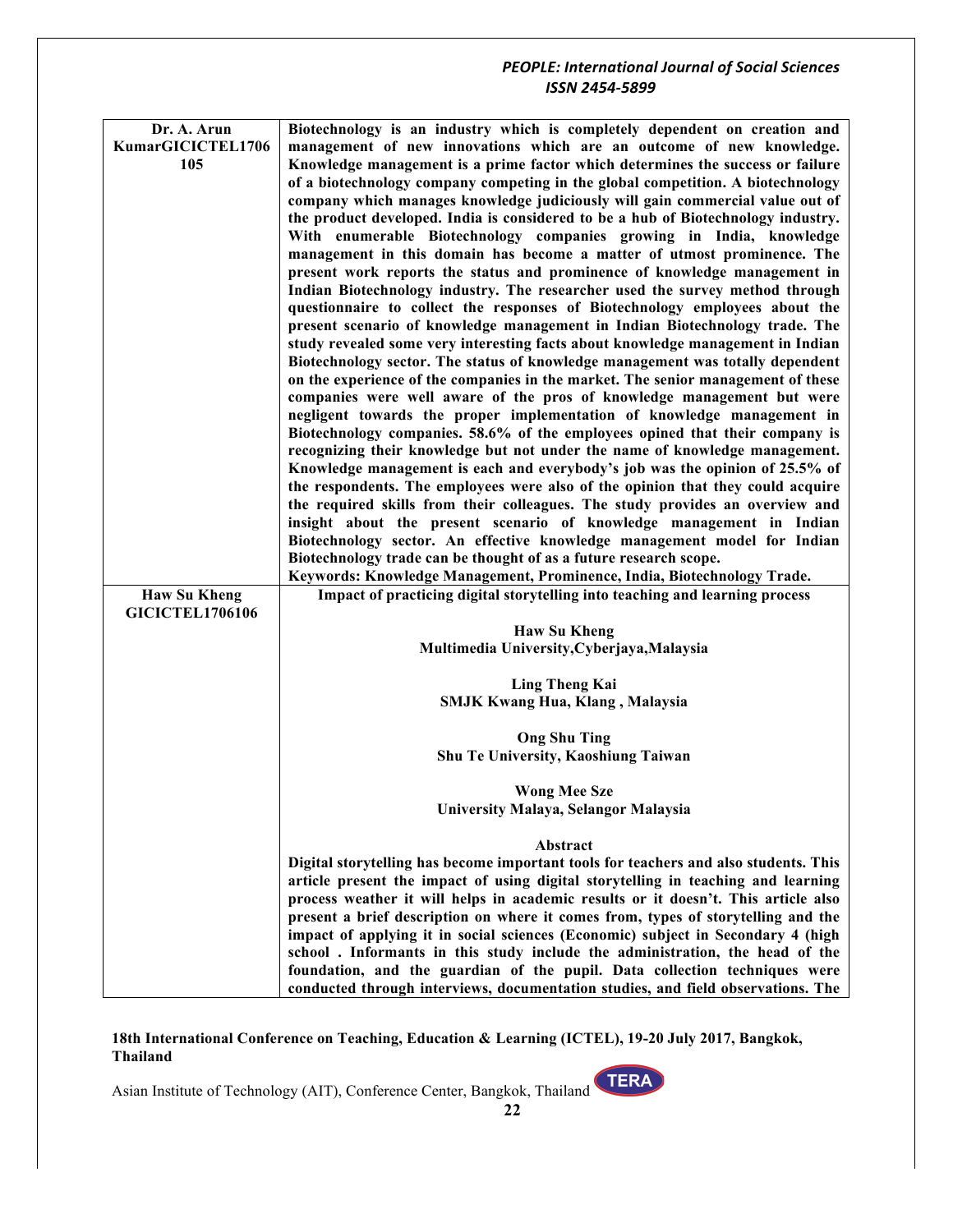| Dr. A. Arun KumarGICICTEL1706105 | Biotechnology is an industry which is completely dependent on creation and management of new innovations which are an outcome of new knowledge. Knowledge management is a prime factor which determines the success or failure of a biotechnology company competing in the global competition. A biotechnology company which manages knowledge judiciously will gain commercial value out of the product developed. India is considered to be a hub of Biotechnology industry. With enumerable Biotechnology companies growing in India, knowledge management in this domain has become a matter of utmost prominence. The present work reports the status and prominence of knowledge management in Indian Biotechnology industry. The researcher used the survey method through questionnaire to collect the responses of Biotechnology employees about the present scenario of knowledge management in Indian Biotechnology trade. The study revealed some very interesting facts about knowledge management in Indian Biotechnology sector. The status of knowledge management was totally dependent on the experience of the companies in the market. The senior management of these companies were well aware of the pros of knowledge management but were negligent towards the proper implementation of knowledge management in Biotechnology companies. 58.6% of the employees opined that their company is recognizing their knowledge but not under the name of knowledge management. Knowledge management is each and everybody's job was the opinion of 25.5% of the respondents. The employees were also of the opinion that they could acquire the required skills from their colleagues. The study provides an overview and insight about the present scenario of knowledge management in Indian Biotechnology sector. An effective knowledge management model for Indian Biotechnology trade can be thought of as a future research scope.<br>Keywords: Knowledge Management, Prominence, India, Biotechnology Trade. |
|---|---|
| Haw Su Kheng GICICTEL1706106 | Impact of practicing digital storytelling into teaching and learning process<br><br>Haw Su Kheng<br>Multimedia University,Cyberjaya,Malaysia<br><br>Ling Theng Kai<br>SMJK Kwang Hua, Klang , Malaysia<br><br>Ong Shu Ting<br>Shu Te University, Kaoshiung Taiwan<br><br>Wong Mee Sze<br>University Malaya, Selangor Malaysia<br><br>Abstract<br>Digital storytelling has become important tools for teachers and also students. This article present the impact of using digital storytelling in teaching and learning process weather it will helps in academic results or it doesn't. This article also present a brief description on where it comes from, types of storytelling and the impact of applying it in social sciences (Economic) subject in Secondary 4 (high school . Informants in this study include the administration, the head of the foundation, and the guardian of the pupil. Data collection techniques were conducted through interviews, documentation studies, and field observations. The |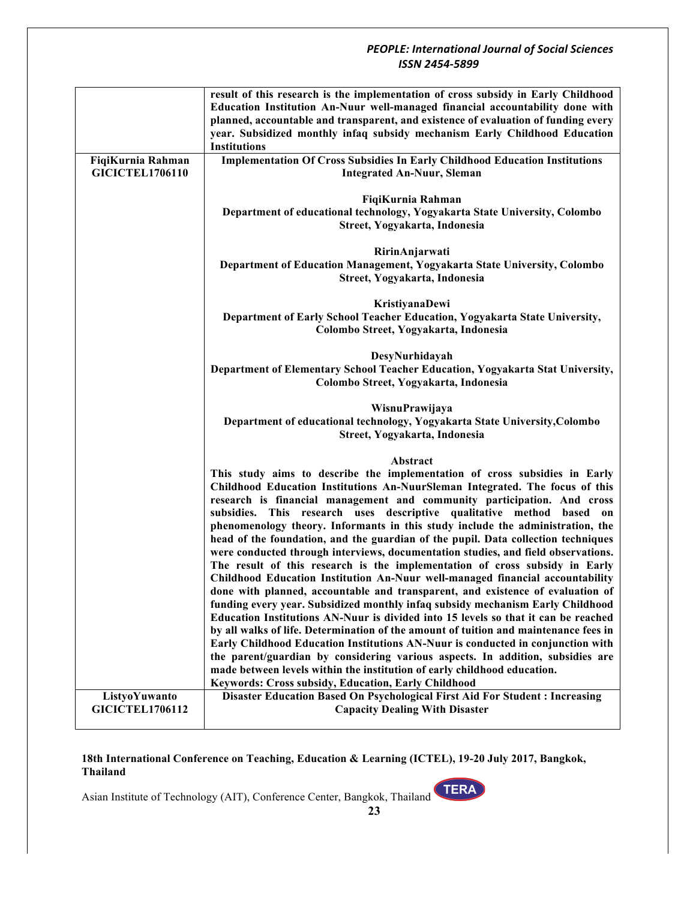| | |
|---|---|
| | **result of this research is the implementation of cross subsidy in Early Childhood Education Institution An-Nuur well-managed financial accountability done with planned, accountable and transparent, and existence of evaluation of funding every year. Subsidized monthly infaq subsidy mechanism Early Childhood Education Institutions** |
| **FiqiKurnia Rahman GICICTEL1706110** | **Implementation Of Cross Subsidies In Early Childhood Education Institutions Integrated An-Nuur, Sleman**<br><br>**FiqiKurnia Rahman**<br>**Department of educational technology, Yogyakarta State University, Colombo Street, Yogyakarta, Indonesia**<br><br>**RirinAnjarwati**<br>**Department of Education Management, Yogyakarta State University, Colombo Street, Yogyakarta, Indonesia**<br><br>**KristiyanaDewi**<br>**Department of Early School Teacher Education, Yogyakarta State University, Colombo Street, Yogyakarta, Indonesia**<br><br>**DesyNurhidayah**<br>**Department of Elementary School Teacher Education, Yogyakarta Stat University, Colombo Street, Yogyakarta, Indonesia**<br><br>**WisnuPrawijaya**<br>**Department of educational technology, Yogyakarta State University,Colombo Street, Yogyakarta, Indonesia**<br><br>**Abstract**<br>**This study aims to describe the implementation of cross subsidies in Early Childhood Education Institutions An-NuurSleman Integrated. The focus of this research is financial management and community participation. And cross subsidies. This research uses descriptive qualitative method based on phenomenology theory. Informants in this study include the administration, the head of the foundation, and the guardian of the pupil. Data collection techniques were conducted through interviews, documentation studies, and field observations. The result of this research is the implementation of cross subsidy in Early Childhood Education Institution An-Nuur well-managed financial accountability done with planned, accountable and transparent, and existence of evaluation of funding every year. Subsidized monthly infaq subsidy mechanism Early Childhood Education Institutions AN-Nuur is divided into 15 levels so that it can be reached by all walks of life. Determination of the amount of tuition and maintenance fees in Early Childhood Education Institutions AN-Nuur is conducted in conjunction with the parent/guardian by considering various aspects. In addition, subsidies are made between levels within the institution of early childhood education.**<br>**Keywords: Cross subsidy, Education, Early Childhood** |
| **ListyoYuwanto GICICTEL1706112** | **Disaster Education Based On Psychological First Aid For Student : Increasing Capacity Dealing With Disaster** |

**18th International Conference on Teaching, Education & Learning (ICTEL), 19-20 July 2017, Bangkok, Thailand**

Asian Institute of Technology (AIT), Conference Center, Bangkok, Thailand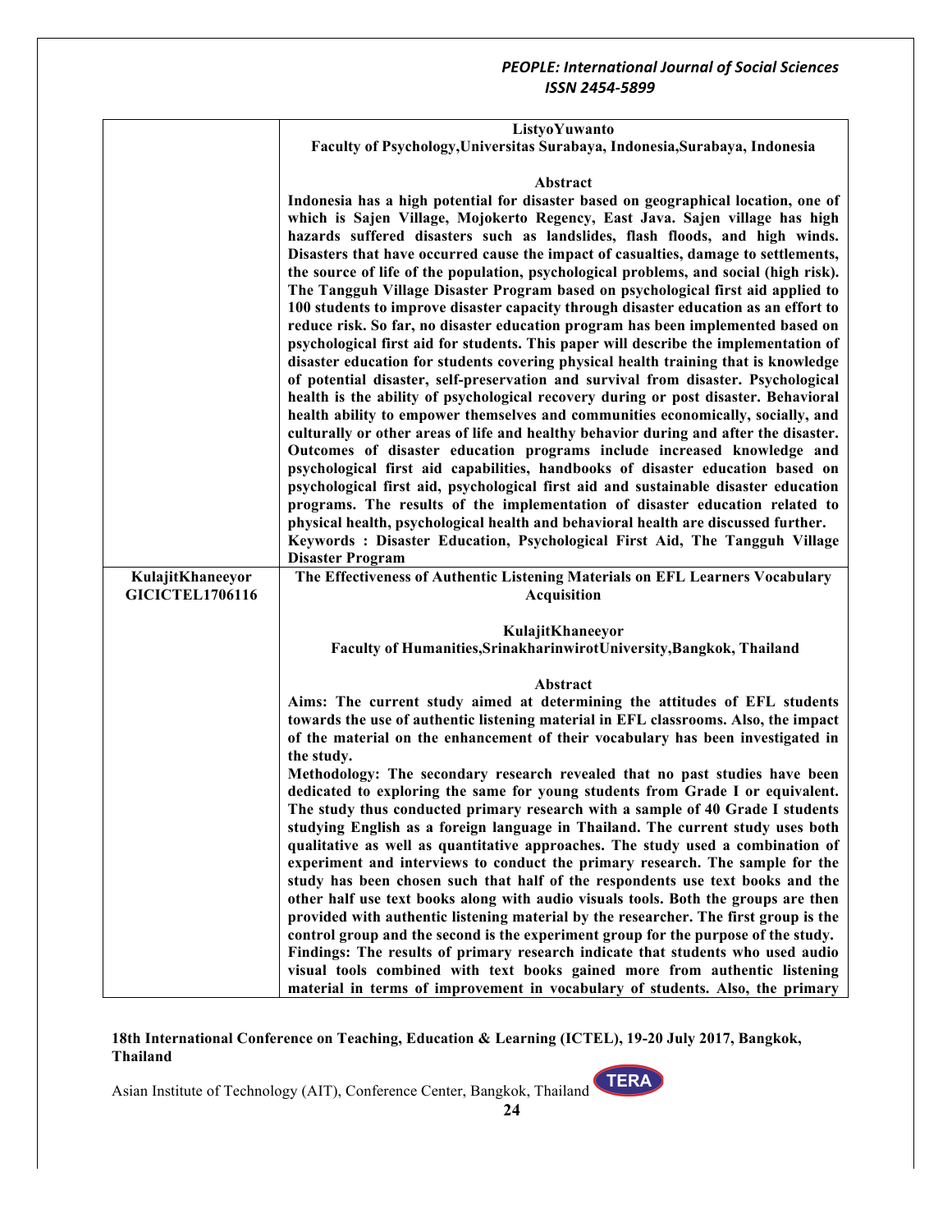| | |
|---|---|
| | **ListyoYuwanto**<br>**Faculty of Psychology,Universitas Surabaya, Indonesia,Surabaya, Indonesia**<br><br>**Abstract**<br>**Indonesia has a high potential for disaster based on geographical location, one of which is Sajen Village, Mojokerto Regency, East Java. Sajen village has high hazards suffered disasters such as landslides, flash floods, and high winds. Disasters that have occurred cause the impact of casualties, damage to settlements, the source of life of the population, psychological problems, and social (high risk). The Tangguh Village Disaster Program based on psychological first aid applied to 100 students to improve disaster capacity through disaster education as an effort to reduce risk. So far, no disaster education program has been implemented based on psychological first aid for students. This paper will describe the implementation of disaster education for students covering physical health training that is knowledge of potential disaster, self-preservation and survival from disaster. Psychological health is the ability of psychological recovery during or post disaster. Behavioral health ability to empower themselves and communities economically, socially, and culturally or other areas of life and healthy behavior during and after the disaster. Outcomes of disaster education programs include increased knowledge and psychological first aid capabilities, handbooks of disaster education based on psychological first aid, psychological first aid and sustainable disaster education programs. The results of the implementation of disaster education related to physical health, psychological health and behavioral health are discussed further.**<br>**Keywords : Disaster Education, Psychological First Aid, The Tangguh Village Disaster Program** |
| **KulajitKhaneeyor**<br>**GICICTEL1706116** | **The Effectiveness of Authentic Listening Materials on EFL Learners Vocabulary Acquisition**<br><br>**KulajitKhaneeyor**<br>**Faculty of Humanities,SrinakharinwirotUniversity,Bangkok, Thailand**<br><br>**Abstract**<br>**Aims: The current study aimed at determining the attitudes of EFL students towards the use of authentic listening material in EFL classrooms. Also, the impact of the material on the enhancement of their vocabulary has been investigated in the study.**<br>**Methodology: The secondary research revealed that no past studies have been dedicated to exploring the same for young students from Grade I or equivalent. The study thus conducted primary research with a sample of 40 Grade I students studying English as a foreign language in Thailand. The current study uses both qualitative as well as quantitative approaches. The study used a combination of experiment and interviews to conduct the primary research. The sample for the study has been chosen such that half of the respondents use text books and the other half use text books along with audio visuals tools. Both the groups are then provided with authentic listening material by the researcher. The first group is the control group and the second is the experiment group for the purpose of the study.**<br>**Findings: The results of primary research indicate that students who used audio visual tools combined with text books gained more from authentic listening material in terms of improvement in vocabulary of students. Also, the primary** |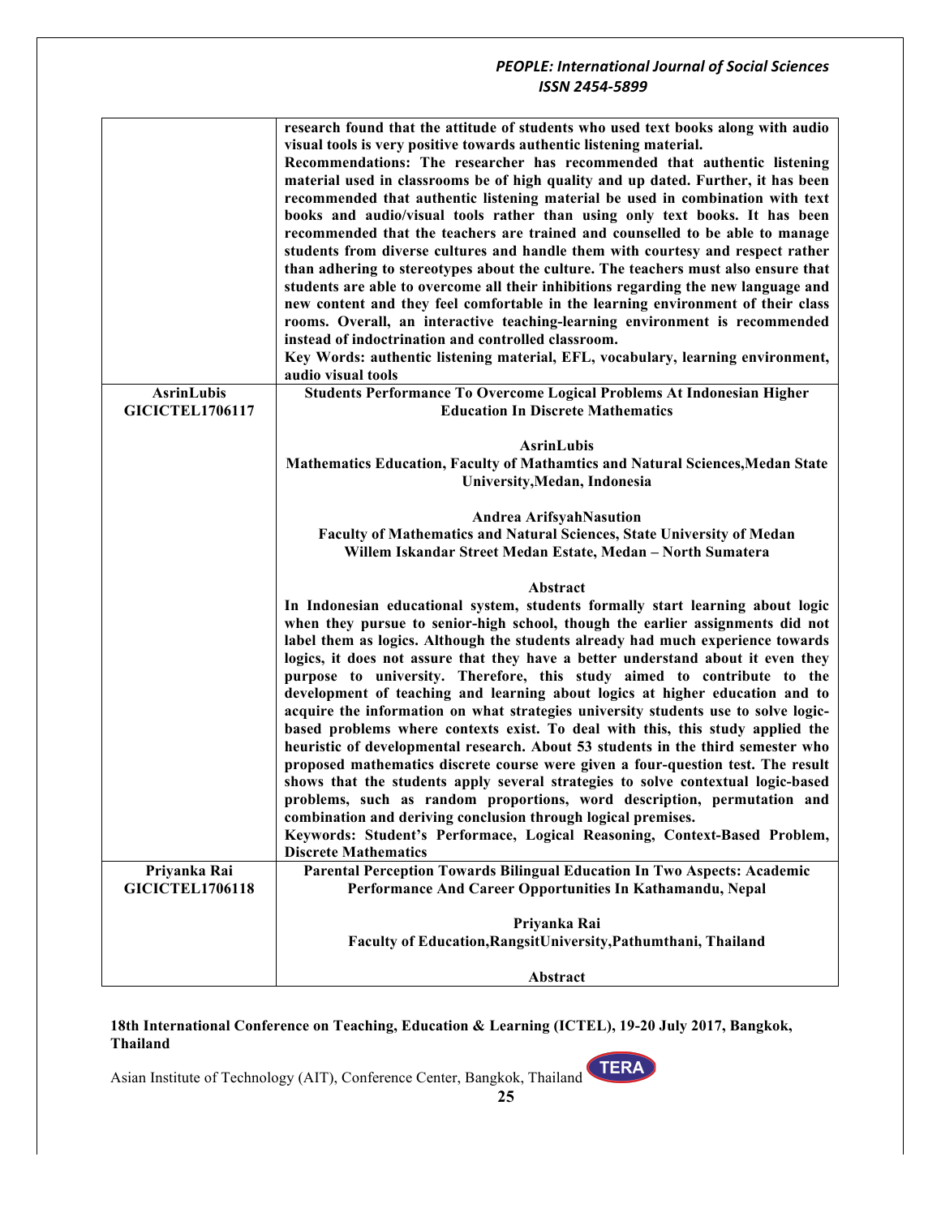| | |
|---|---|
| | **research found that the attitude of students who used text books along with audio visual tools is very positive towards authentic listening material.**<br>**Recommendations: The researcher has recommended that authentic listening material used in classrooms be of high quality and up dated. Further, it has been recommended that authentic listening material be used in combination with text books and audio/visual tools rather than using only text books. It has been recommended that the teachers are trained and counselled to be able to manage students from diverse cultures and handle them with courtesy and respect rather than adhering to stereotypes about the culture. The teachers must also ensure that students are able to overcome all their inhibitions regarding the new language and new content and they feel comfortable in the learning environment of their class rooms. Overall, an interactive teaching-learning environment is recommended instead of indoctrination and controlled classroom.**<br>**Key Words: authentic listening material, EFL, vocabulary, learning environment, audio visual tools** |
| **AsrinLubis**<br>**GICICTEL1706117** | **Students Performance To Overcome Logical Problems At Indonesian Higher Education In Discrete Mathematics**<br><br>**AsrinLubis**<br>**Mathematics Education, Faculty of Mathamtics and Natural Sciences,Medan State University,Medan, Indonesia**<br><br>**Andrea ArifsyahNasution**<br>**Faculty of Mathematics and Natural Sciences, State University of Medan**<br>**Willem Iskandar Street Medan Estate, Medan – North Sumatera**<br><br>**Abstract**<br>**In Indonesian educational system, students formally start learning about logic when they pursue to senior-high school, though the earlier assignments did not label them as logics. Although the students already had much experience towards logics, it does not assure that they have a better understand about it even they purpose to university. Therefore, this study aimed to contribute to the development of teaching and learning about logics at higher education and to acquire the information on what strategies university students use to solve logic-based problems where contexts exist. To deal with this, this study applied the heuristic of developmental research. About 53 students in the third semester who proposed mathematics discrete course were given a four-question test. The result shows that the students apply several strategies to solve contextual logic-based problems, such as random proportions, word description, permutation and combination and deriving conclusion through logical premises.**<br>**Keywords: Student's Performace, Logical Reasoning, Context-Based Problem, Discrete Mathematics** |
| **Priyanka Rai**<br>**GICICTEL1706118** | **Parental Perception Towards Bilingual Education In Two Aspects: Academic Performance And Career Opportunities In Kathamandu, Nepal**<br><br>**Priyanka Rai**<br>**Faculty of Education,RangsitUniversity,Pathumthani, Thailand**<br><br>**Abstract** |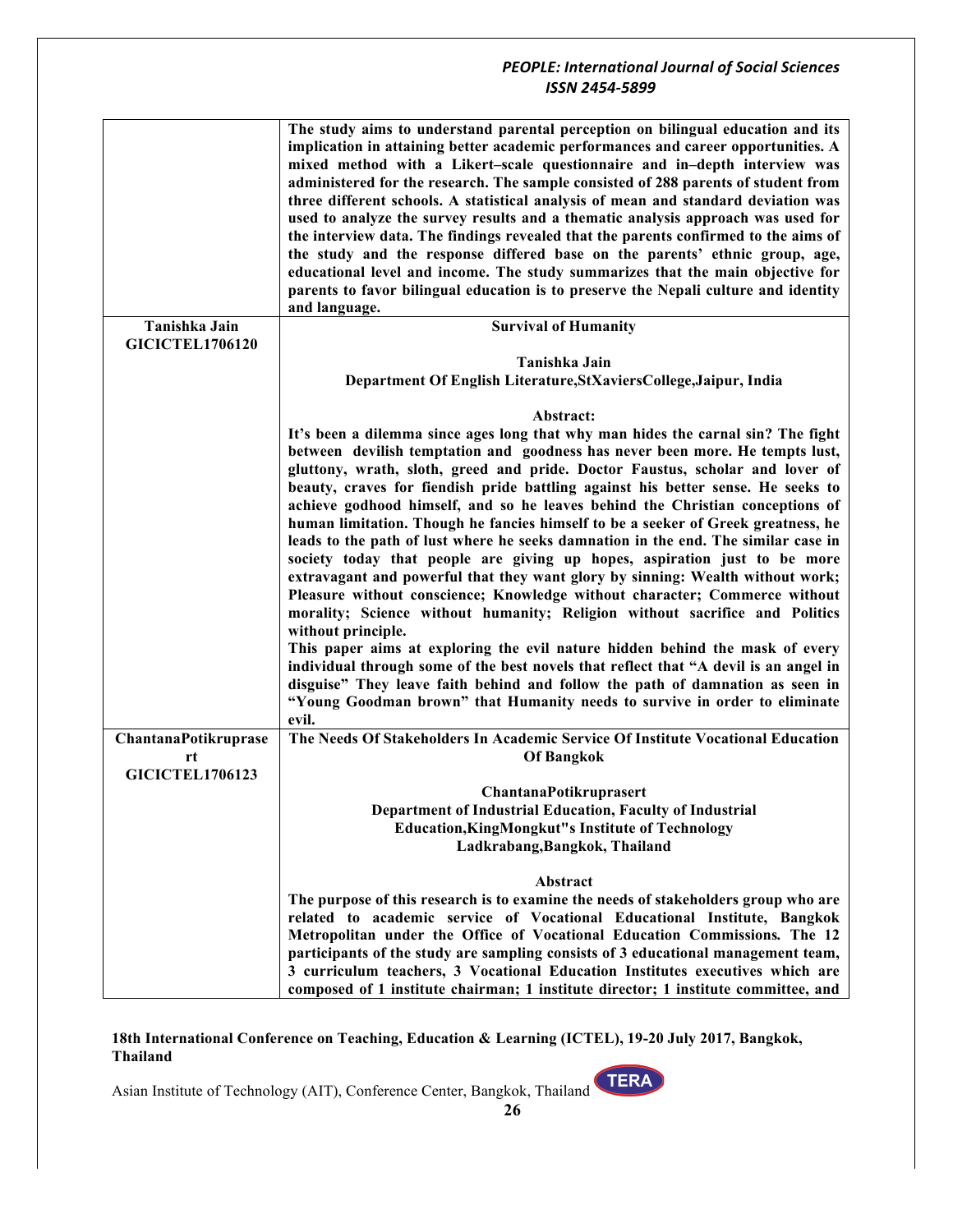| | |
|---|---|
| | **The study aims to understand parental perception on bilingual education and its implication in attaining better academic performances and career opportunities. A mixed method with a Likert–scale questionnaire and in–depth interview was administered for the research. The sample consisted of 288 parents of student from three different schools. A statistical analysis of mean and standard deviation was used to analyze the survey results and a thematic analysis approach was used for the interview data. The findings revealed that the parents confirmed to the aims of the study and the response differed base on the parents' ethnic group, age, educational level and income. The study summarizes that the main objective for parents to favor bilingual education is to preserve the Nepali culture and identity and language.** |
| **Tanishka Jain GICICTEL1706120** | **Survival of Humanity**<br><br>**Tanishka Jain**<br>**Department Of English Literature,StXaviersCollege,Jaipur, India**<br><br>**Abstract:**<br>**It's been a dilemma since ages long that why man hides the carnal sin? The fight between devilish temptation and goodness has never been more. He tempts lust, gluttony, wrath, sloth, greed and pride. Doctor Faustus, scholar and lover of beauty, craves for fiendish pride battling against his better sense. He seeks to achieve godhood himself, and so he leaves behind the Christian conceptions of human limitation. Though he fancies himself to be a seeker of Greek greatness, he leads to the path of lust where he seeks damnation in the end. The similar case in society today that people are giving up hopes, aspiration just to be more extravagant and powerful that they want glory by sinning: Wealth without work; Pleasure without conscience; Knowledge without character; Commerce without morality; Science without humanity; Religion without sacrifice and Politics without principle.**<br>**This paper aims at exploring the evil nature hidden behind the mask of every individual through some of the best novels that reflect that "A devil is an angel in disguise" They leave faith behind and follow the path of damnation as seen in "Young Goodman brown" that Humanity needs to survive in order to eliminate evil.** |
| **ChantanaPotikruprasert GICICTEL1706123** | **The Needs Of Stakeholders In Academic Service Of Institute Vocational Education Of Bangkok**<br><br>**ChantanaPotikruprasert**<br>**Department of Industrial Education, Faculty of Industrial Education,KingMongkut"s Institute of Technology Ladkrabang,Bangkok, Thailand**<br><br>**Abstract**<br>**The purpose of this research is to examine the needs of stakeholders group who are related to academic service of Vocational Educational Institute, Bangkok Metropolitan under the Office of Vocational Education Commissions. The 12 participants of the study are sampling consists of 3 educational management team, 3 curriculum teachers, 3 Vocational Education Institutes executives which are composed of 1 institute chairman; 1 institute director; 1 institute committee, and** |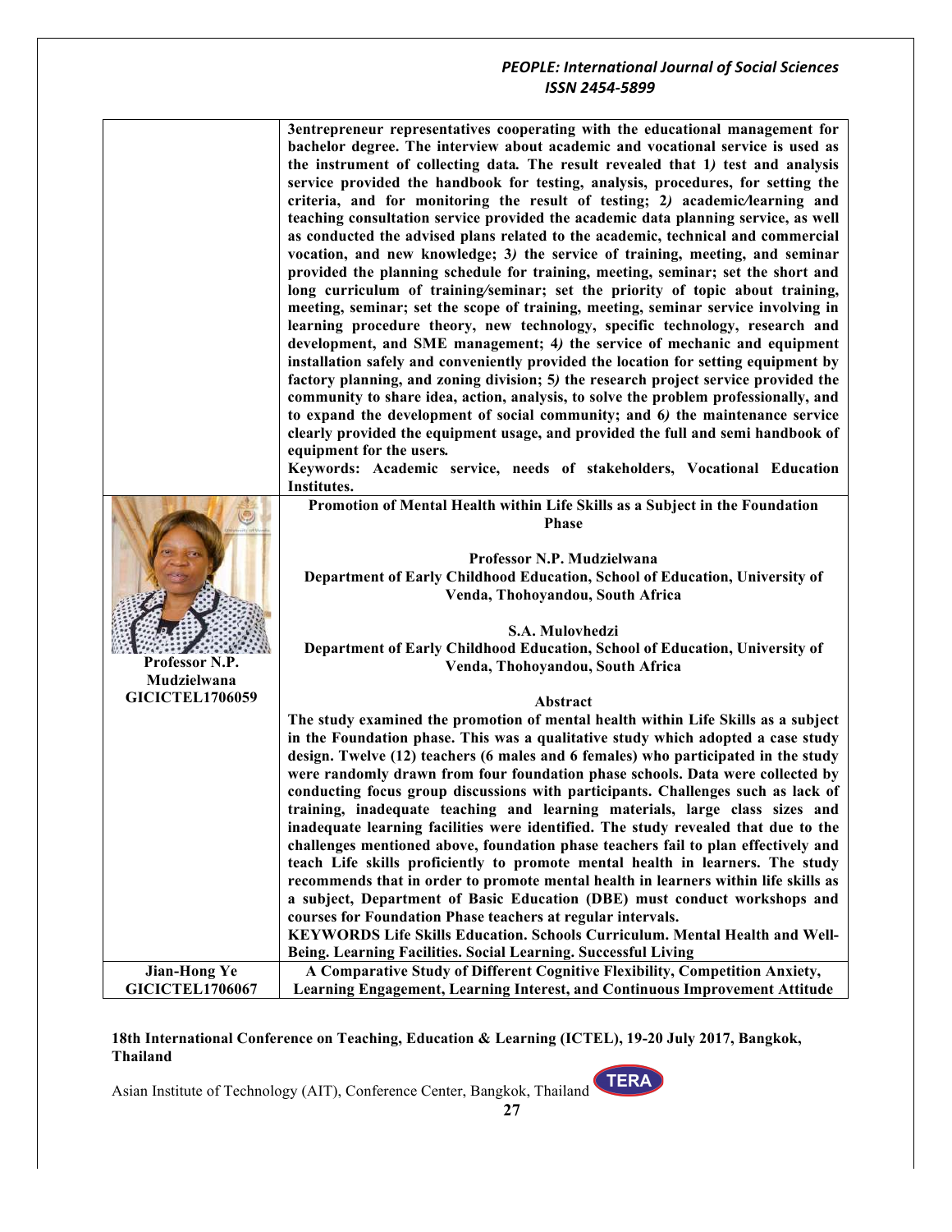3entrepreneur representatives cooperating with the educational management for bachelor degree. The interview about academic and vocational service is used as the instrument of collecting data. The result revealed that 1) test and analysis service provided the handbook for testing, analysis, procedures, for setting the criteria, and for monitoring the result of testing; 2) academic/learning and teaching consultation service provided the academic data planning service, as well as conducted the advised plans related to the academic, technical and commercial vocation, and new knowledge; 3) the service of training, meeting, and seminar provided the planning schedule for training, meeting, seminar; set the short and long curriculum of training/seminar; set the priority of topic about training, meeting, seminar; set the scope of training, meeting, seminar service involving in learning procedure theory, new technology, specific technology, research and development, and SME management; 4) the service of mechanic and equipment installation safely and conveniently provided the location for setting equipment by factory planning, and zoning division; 5) the research project service provided the community to share idea, action, analysis, to solve the problem professionally, and to expand the development of social community; and 6) the maintenance service clearly provided the equipment usage, and provided the full and semi handbook of equipment for the users.

**Keywords:** Academic service, needs of stakeholders, Vocational Education Institutes.

---

**Professor N.P. Mudzielwana**
**GICICTEL1706059**

**Promotion of Mental Health within Life Skills as a Subject in the Foundation Phase**

**Professor N.P. Mudzielwana**
Department of Early Childhood Education, School of Education, University of Venda, Thohoyandou, South Africa

**S.A. Mulovhedzi**
Department of Early Childhood Education, School of Education, University of Venda, Thohoyandou, South Africa

**Abstract**

The study examined the promotion of mental health within Life Skills as a subject in the Foundation phase. This was a qualitative study which adopted a case study design. Twelve (12) teachers (6 males and 6 females) who participated in the study were randomly drawn from four foundation phase schools. Data were collected by conducting focus group discussions with participants. Challenges such as lack of training, inadequate teaching and learning materials, large class sizes and inadequate learning facilities were identified. The study revealed that due to the challenges mentioned above, foundation phase teachers fail to plan effectively and teach Life skills proficiently to promote mental health in learners. The study recommends that in order to promote mental health in learners within life skills as a subject, Department of Basic Education (DBE) must conduct workshops and courses for Foundation Phase teachers at regular intervals.

**KEYWORDS** Life Skills Education. Schools Curriculum. Mental Health and Well-Being. Learning Facilities. Social Learning. Successful Living

---

**Jian-Hong Ye**
**GICICTEL1706067**

**A Comparative Study of Different Cognitive Flexibility, Competition Anxiety, Learning Engagement, Learning Interest, and Continuous Improvement Attitude**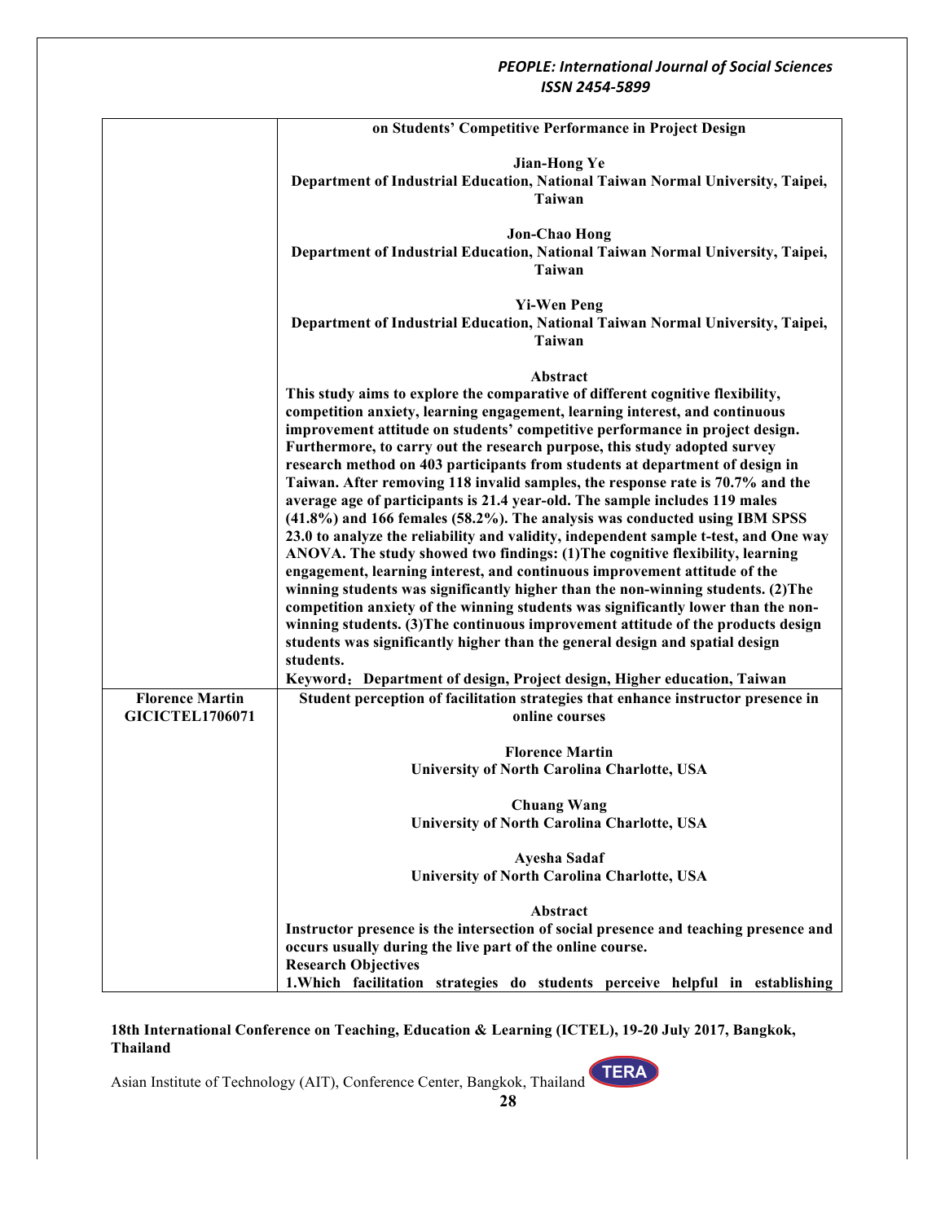| | |
|---|---|
| | **on Students' Competitive Performance in Project Design**<br><br>**Jian-Hong Ye**<br>**Department of Industrial Education, National Taiwan Normal University, Taipei, Taiwan**<br><br>**Jon-Chao Hong**<br>**Department of Industrial Education, National Taiwan Normal University, Taipei, Taiwan**<br><br>**Yi-Wen Peng**<br>**Department of Industrial Education, National Taiwan Normal University, Taipei, Taiwan**<br><br>**Abstract**<br>**This study aims to explore the comparative of different cognitive flexibility, competition anxiety, learning engagement, learning interest, and continuous improvement attitude on students' competitive performance in project design. Furthermore, to carry out the research purpose, this study adopted survey research method on 403 participants from students at department of design in Taiwan. After removing 118 invalid samples, the response rate is 70.7% and the average age of participants is 21.4 year-old. The sample includes 119 males (41.8%) and 166 females (58.2%). The analysis was conducted using IBM SPSS 23.0 to analyze the reliability and validity, independent sample t-test, and One way ANOVA. The study showed two findings: (1)The cognitive flexibility, learning engagement, learning interest, and continuous improvement attitude of the winning students was significantly higher than the non-winning students. (2)The competition anxiety of the winning students was significantly lower than the non-winning students. (3)The continuous improvement attitude of the products design students was significantly higher than the general design and spatial design students.**<br>**Keyword：Department of design, Project design, Higher education, Taiwan** |
| **Florence Martin**<br>**GICICTEL1706071** | **Student perception of facilitation strategies that enhance instructor presence in online courses**<br><br>**Florence Martin**<br>**University of North Carolina Charlotte, USA**<br><br>**Chuang Wang**<br>**University of North Carolina Charlotte, USA**<br><br>**Ayesha Sadaf**<br>**University of North Carolina Charlotte, USA**<br><br>**Abstract**<br>**Instructor presence is the intersection of social presence and teaching presence and occurs usually during the live part of the online course.**<br>**Research Objectives**<br>**1.Which facilitation strategies do students perceive helpful in establishing** |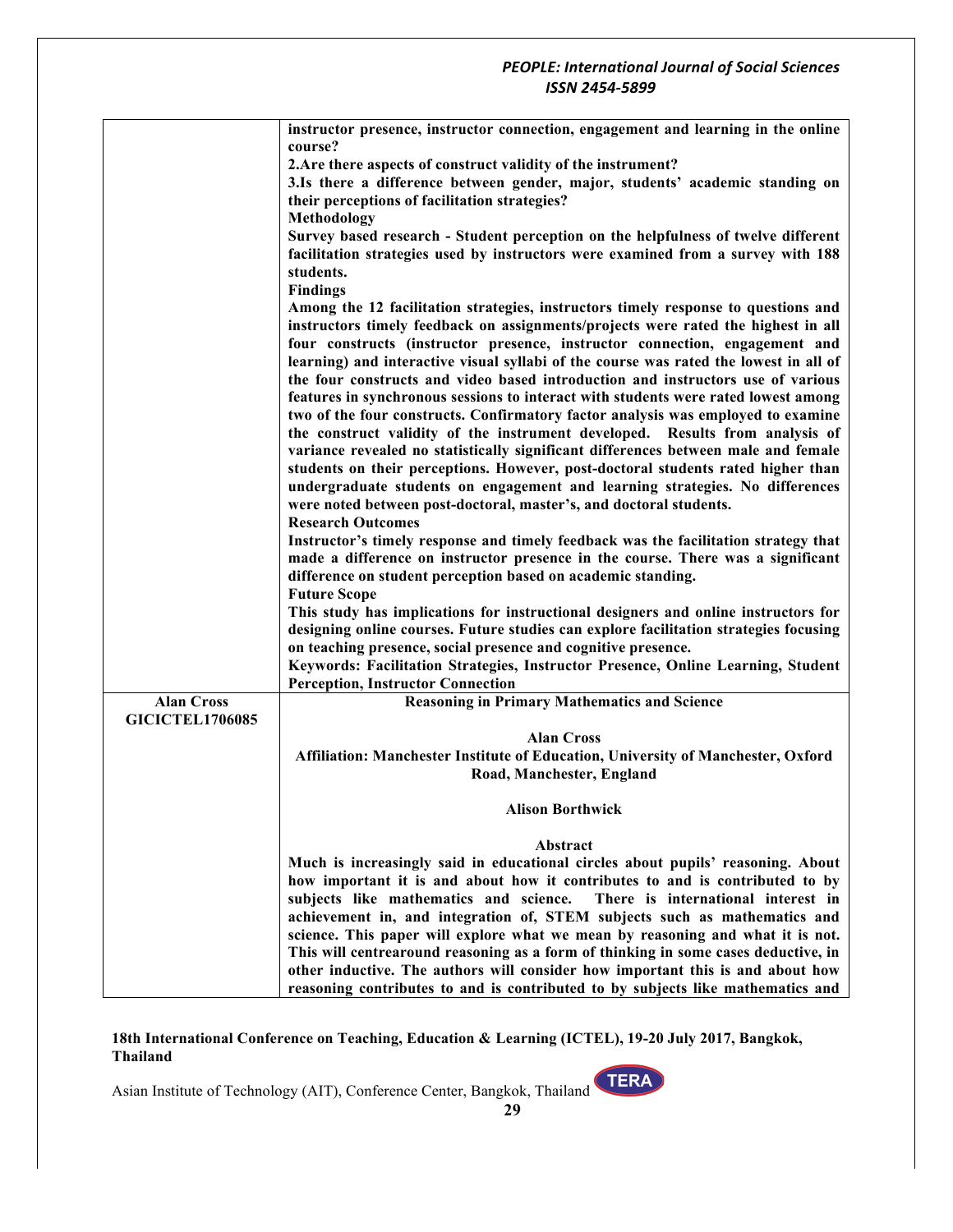| | |
|---|---|
| | **instructor presence, instructor connection, engagement and learning in the online course?**<br>**2.Are there aspects of construct validity of the instrument?**<br>**3.Is there a difference between gender, major, students' academic standing on their perceptions of facilitation strategies?**<br>**Methodology**<br>**Survey based research - Student perception on the helpfulness of twelve different facilitation strategies used by instructors were examined from a survey with 188 students.**<br>**Findings**<br>**Among the 12 facilitation strategies, instructors timely response to questions and instructors timely feedback on assignments/projects were rated the highest in all four constructs (instructor presence, instructor connection, engagement and learning) and interactive visual syllabi of the course was rated the lowest in all of the four constructs and video based introduction and instructors use of various features in synchronous sessions to interact with students were rated lowest among two of the four constructs. Confirmatory factor analysis was employed to examine the construct validity of the instrument developed. Results from analysis of variance revealed no statistically significant differences between male and female students on their perceptions. However, post-doctoral students rated higher than undergraduate students on engagement and learning strategies. No differences were noted between post-doctoral, master's, and doctoral students.**<br>**Research Outcomes**<br>**Instructor's timely response and timely feedback was the facilitation strategy that made a difference on instructor presence in the course. There was a significant difference on student perception based on academic standing.**<br>**Future Scope**<br>**This study has implications for instructional designers and online instructors for designing online courses. Future studies can explore facilitation strategies focusing on teaching presence, social presence and cognitive presence.**<br>**Keywords: Facilitation Strategies, Instructor Presence, Online Learning, Student Perception, Instructor Connection** |
| **Alan Cross**<br>**GICICTEL1706085** | **Reasoning in Primary Mathematics and Science**<br><br>**Alan Cross**<br>**Affiliation: Manchester Institute of Education, University of Manchester, Oxford Road, Manchester, England**<br><br>**Alison Borthwick**<br><br>**Abstract**<br>**Much is increasingly said in educational circles about pupils' reasoning. About how important it is and about how it contributes to and is contributed to by subjects like mathematics and science. There is international interest in achievement in, and integration of, STEM subjects such as mathematics and science. This paper will explore what we mean by reasoning and what it is not. This will centrearound reasoning as a form of thinking in some cases deductive, in other inductive. The authors will consider how important this is and about how reasoning contributes to and is contributed to by subjects like mathematics and** |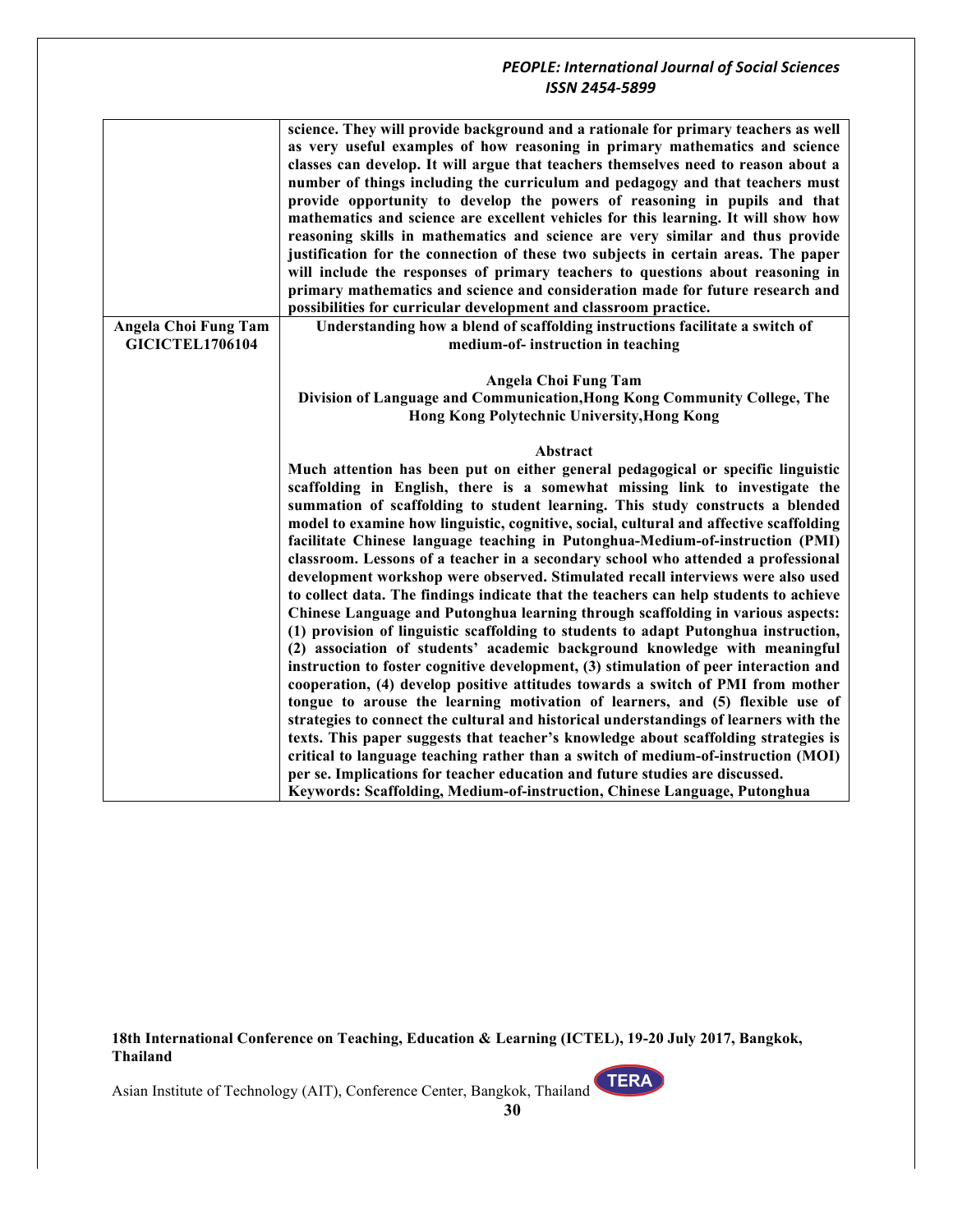| | |
|---|---|
| | **science. They will provide background and a rationale for primary teachers as well as very useful examples of how reasoning in primary mathematics and science classes can develop. It will argue that teachers themselves need to reason about a number of things including the curriculum and pedagogy and that teachers must provide opportunity to develop the powers of reasoning in pupils and that mathematics and science are excellent vehicles for this learning. It will show how reasoning skills in mathematics and science are very similar and thus provide justification for the connection of these two subjects in certain areas. The paper will include the responses of primary teachers to questions about reasoning in primary mathematics and science and consideration made for future research and possibilities for curricular development and classroom practice.** |
| **Angela Choi Fung Tam GICICTEL1706104** | **Understanding how a blend of scaffolding instructions facilitate a switch of medium-of- instruction in teaching**<br><br>**Angela Choi Fung Tam**<br>**Division of Language and Communication,Hong Kong Community College, The Hong Kong Polytechnic University,Hong Kong**<br><br>**Abstract**<br>**Much attention has been put on either general pedagogical or specific linguistic scaffolding in English, there is a somewhat missing link to investigate the summation of scaffolding to student learning. This study constructs a blended model to examine how linguistic, cognitive, social, cultural and affective scaffolding facilitate Chinese language teaching in Putonghua-Medium-of-instruction (PMI) classroom. Lessons of a teacher in a secondary school who attended a professional development workshop were observed. Stimulated recall interviews were also used to collect data. The findings indicate that the teachers can help students to achieve Chinese Language and Putonghua learning through scaffolding in various aspects: (1) provision of linguistic scaffolding to students to adapt Putonghua instruction, (2) association of students' academic background knowledge with meaningful instruction to foster cognitive development, (3) stimulation of peer interaction and cooperation, (4) develop positive attitudes towards a switch of PMI from mother tongue to arouse the learning motivation of learners, and (5) flexible use of strategies to connect the cultural and historical understandings of learners with the texts. This paper suggests that teacher's knowledge about scaffolding strategies is critical to language teaching rather than a switch of medium-of-instruction (MOI) per se. Implications for teacher education and future studies are discussed.**<br>**Keywords: Scaffolding, Medium-of-instruction, Chinese Language, Putonghua** |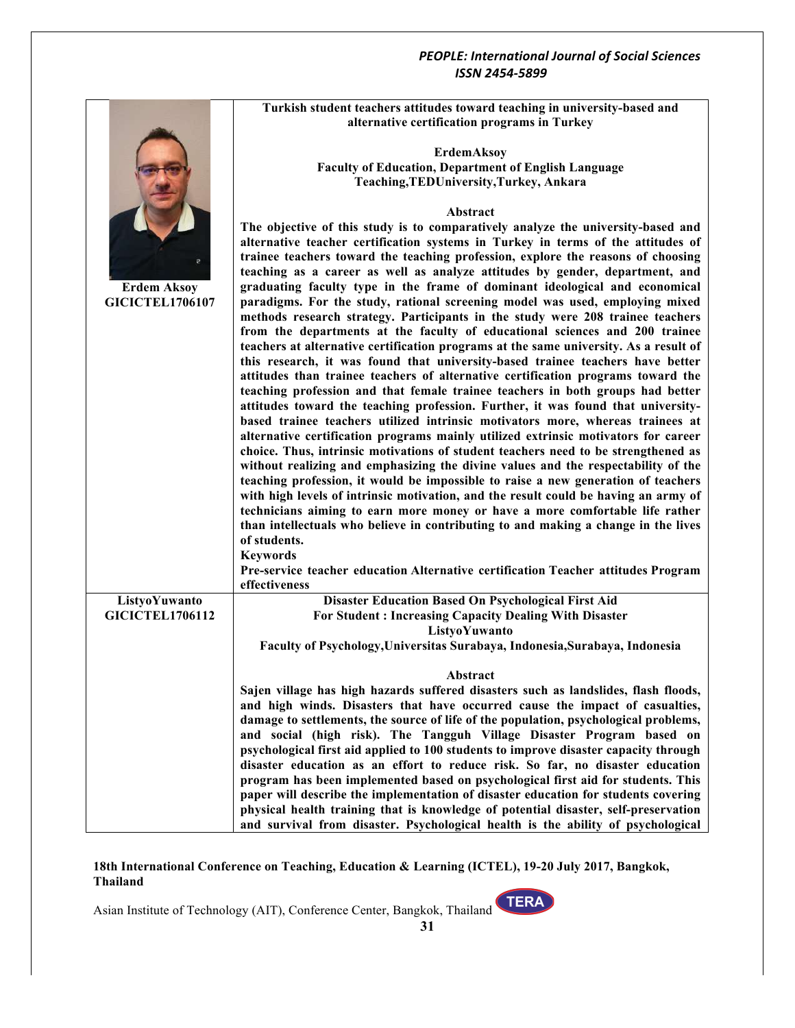**Erdem Aksoy**
**GICICTEL1706107**

**Turkish student teachers attitudes toward teaching in university-based and alternative certification programs in Turkey**

**ErdemAksoy**
**Faculty of Education, Department of English Language Teaching,TEDUniversity,Turkey, Ankara**

**Abstract**

**The objective of this study is to comparatively analyze the university-based and alternative teacher certification systems in Turkey in terms of the attitudes of trainee teachers toward the teaching profession, explore the reasons of choosing teaching as a career as well as analyze attitudes by gender, department, and graduating faculty type in the frame of dominant ideological and economical paradigms. For the study, rational screening model was used, employing mixed methods research strategy. Participants in the study were 208 trainee teachers from the departments at the faculty of educational sciences and 200 trainee teachers at alternative certification programs at the same university. As a result of this research, it was found that university-based trainee teachers have better attitudes than trainee teachers of alternative certification programs toward the teaching profession and that female trainee teachers in both groups had better attitudes toward the teaching profession. Further, it was found that university-based trainee teachers utilized intrinsic motivators more, whereas trainees at alternative certification programs mainly utilized extrinsic motivators for career choice. Thus, intrinsic motivations of student teachers need to be strengthened as without realizing and emphasizing the divine values and the respectability of the teaching profession, it would be impossible to raise a new generation of teachers with high levels of intrinsic motivation, and the result could be having an army of technicians aiming to earn more money or have a more comfortable life rather than intellectuals who believe in contributing to and making a change in the lives of students.**

**Keywords**

**Pre-service teacher education Alternative certification Teacher attitudes Program effectiveness**

---

**ListyoYuwanto**
**GICICTEL1706112**

**Disaster Education Based On Psychological First Aid For Student : Increasing Capacity Dealing With Disaster**

**ListyoYuwanto**
**Faculty of Psychology,Universitas Surabaya, Indonesia,Surabaya, Indonesia**

**Abstract**

**Sajen village has high hazards suffered disasters such as landslides, flash floods, and high winds. Disasters that have occurred cause the impact of casualties, damage to settlements, the source of life of the population, psychological problems, and social (high risk). The Tangguh Village Disaster Program based on psychological first aid applied to 100 students to improve disaster capacity through disaster education as an effort to reduce risk. So far, no disaster education program has been implemented based on psychological first aid for students. This paper will describe the implementation of disaster education for students covering physical health training that is knowledge of potential disaster, self-preservation and survival from disaster. Psychological health is the ability of psychological**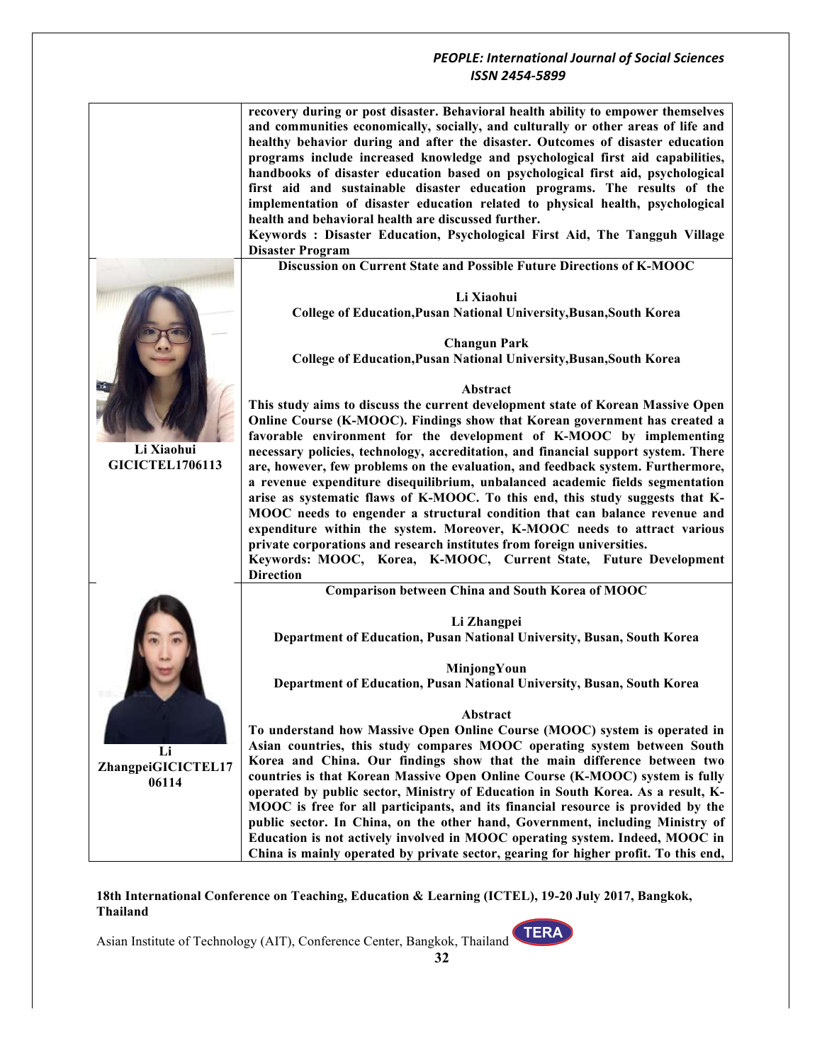**recovery during or post disaster. Behavioral health ability to empower themselves and communities economically, socially, and culturally or other areas of life and healthy behavior during and after the disaster. Outcomes of disaster education programs include increased knowledge and psychological first aid capabilities, handbooks of disaster education based on psychological first aid, psychological first aid and sustainable disaster education programs. The results of the implementation of disaster education related to physical health, psychological health and behavioral health are discussed further.**

**Keywords : Disaster Education, Psychological First Aid, The Tangguh Village Disaster Program**

---

**Li Xiaohui**
**GICICTEL1706113**

## Discussion on Current State and Possible Future Directions of K-MOOC

**Li Xiaohui**
**College of Education,Pusan National University,Busan,South Korea**

**Changun Park**
**College of Education,Pusan National University,Busan,South Korea**

### Abstract

**This study aims to discuss the current development state of Korean Massive Open Online Course (K-MOOC). Findings show that Korean government has created a favorable environment for the development of K-MOOC by implementing necessary policies, technology, accreditation, and financial support system. There are, however, few problems on the evaluation, and feedback system. Furthermore, a revenue expenditure disequilibrium, unbalanced academic fields segmentation arise as systematic flaws of K-MOOC. To this end, this study suggests that K-MOOC needs to engender a structural condition that can balance revenue and expenditure within the system. Moreover, K-MOOC needs to attract various private corporations and research institutes from foreign universities.**

**Keywords: MOOC, Korea, K-MOOC, Current State, Future Development Direction**

---

**Li ZhangpeiGICICTEL1706114**

## Comparison between China and South Korea of MOOC

**Li Zhangpei**
**Department of Education, Pusan National University, Busan, South Korea**

**MinjongYoun**
**Department of Education, Pusan National University, Busan, South Korea**

### Abstract

**To understand how Massive Open Online Course (MOOC) system is operated in Asian countries, this study compares MOOC operating system between South Korea and China. Our findings show that the main difference between two countries is that Korean Massive Open Online Course (K-MOOC) system is fully operated by public sector, Ministry of Education in South Korea. As a result, K-MOOC is free for all participants, and its financial resource is provided by the public sector. In China, on the other hand, Government, including Ministry of Education is not actively involved in MOOC operating system. Indeed, MOOC in China is mainly operated by private sector, gearing for higher profit. To this end,**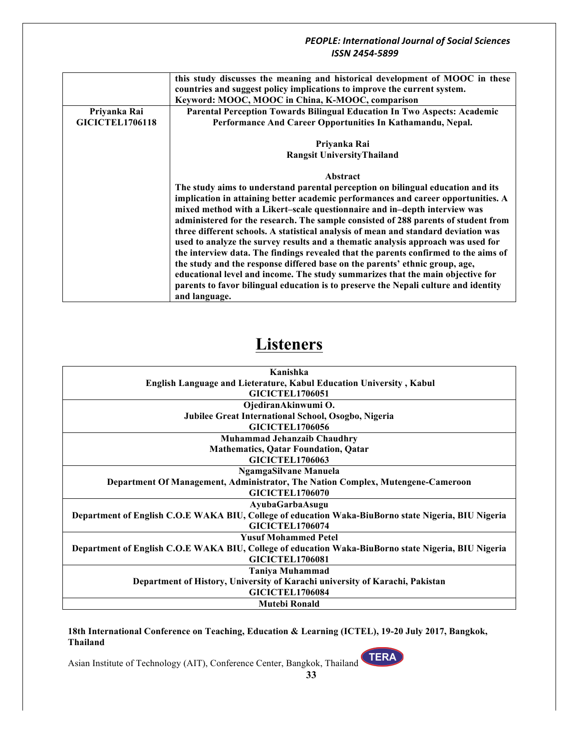| | this study discusses the meaning and historical development of MOOC in these countries and suggest policy implications to improve the current system.<br>Keyword: MOOC, MOOC in China, K-MOOC, comparison |
|---|---|
| **Priyanka Rai**<br>**GICICTEL1706118** | **Parental Perception Towards Bilingual Education In Two Aspects: Academic Performance And Career Opportunities In Kathamandu, Nepal.**<br><br>**Priyanka Rai**<br>**Rangsit UniversityThailand**<br><br>**Abstract**<br>**The study aims to understand parental perception on bilingual education and its implication in attaining better academic performances and career opportunities. A mixed method with a Likert–scale questionnaire and in–depth interview was administered for the research. The sample consisted of 288 parents of student from three different schools. A statistical analysis of mean and standard deviation was used to analyze the survey results and a thematic analysis approach was used for the interview data. The findings revealed that the parents confirmed to the aims of the study and the response differed base on the parents' ethnic group, age, educational level and income. The study summarizes that the main objective for parents to favor bilingual education is to preserve the Nepali culture and identity and language.** |

# Listeners

| |
|---|
| **Kanishka**<br>**English Language and Lieterature, Kabul Education University , Kabul**<br>**GICICTEL1706051** |
| **OjediranAkinwumi O.**<br>**Jubilee Great International School, Osogbo, Nigeria**<br>**GICICTEL1706056** |
| **Muhammad Jehanzaib Chaudhry**<br>**Mathematics, Qatar Foundation, Qatar**<br>**GICICTEL1706063** |
| **NgamgaSilvane Manuela**<br>**Department Of Management, Administrator, The Nation Complex, Mutengene-Cameroon**<br>**GICICTEL1706070** |
| **AyubaGarbaAsugu**<br>**Department of English C.O.E WAKA BIU, College of education Waka-BiuBorno state Nigeria, BIU Nigeria**<br>**GICICTEL1706074** |
| **Yusuf Mohammed Petel**<br>**Department of English C.O.E WAKA BIU, College of education Waka-BiuBorno state Nigeria, BIU Nigeria**<br>**GICICTEL1706081** |
| **Taniya Muhammad**<br>**Department of History, University of Karachi university of Karachi, Pakistan**<br>**GICICTEL1706084** |
| **Mutebi Ronald** |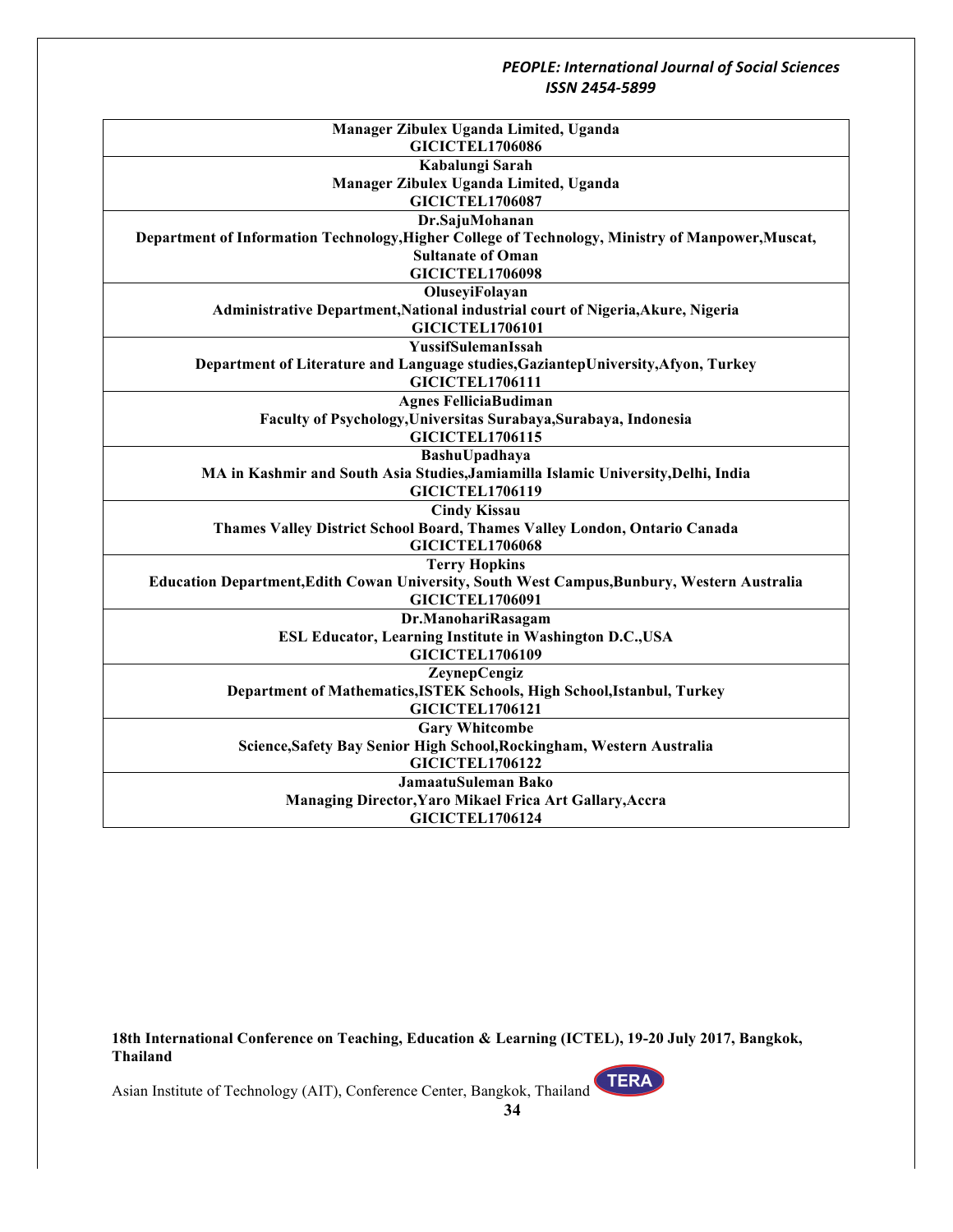| |
|---|
| **Manager Zibulex Uganda Limited, Uganda**<br>**GICICTEL1706086** |
| **Kabalungi Sarah**<br>**Manager Zibulex Uganda Limited, Uganda**<br>**GICICTEL1706087** |
| **Dr.SajuMohanan**<br>**Department of Information Technology,Higher College of Technology, Ministry of Manpower,Muscat, Sultanate of Oman**<br>**GICICTEL1706098** |
| **OluseyiFolayan**<br>**Administrative Department,National industrial court of Nigeria,Akure, Nigeria**<br>**GICICTEL1706101** |
| **YussifSulemanIssah**<br>**Department of Literature and Language studies,GaziantepUniversity,Afyon, Turkey**<br>**GICICTEL1706111** |
| **Agnes FelliciaBudiman**<br>**Faculty of Psychology,Universitas Surabaya,Surabaya, Indonesia**<br>**GICICTEL1706115** |
| **BashuUpadhaya**<br>**MA in Kashmir and South Asia Studies,Jamiamilla Islamic University,Delhi, India**<br>**GICICTEL1706119** |
| **Cindy Kissau**<br>**Thames Valley District School Board, Thames Valley London, Ontario Canada**<br>**GICICTEL1706068** |
| **Terry Hopkins**<br>**Education Department,Edith Cowan University, South West Campus,Bunbury, Western Australia**<br>**GICICTEL1706091** |
| **Dr.ManohariRasagam**<br>**ESL Educator, Learning Institute in Washington D.C.,USA**<br>**GICICTEL1706109** |
| **ZeynepCengiz**<br>**Department of Mathematics,ISTEK Schools, High School,Istanbul, Turkey**<br>**GICICTEL1706121** |
| **Gary Whitcombe**<br>**Science,Safety Bay Senior High School,Rockingham, Western Australia**<br>**GICICTEL1706122** |
| **JamaatuSuleman Bako**<br>**Managing Director,Yaro Mikael Frica Art Gallary,Accra**<br>**GICICTEL1706124** |